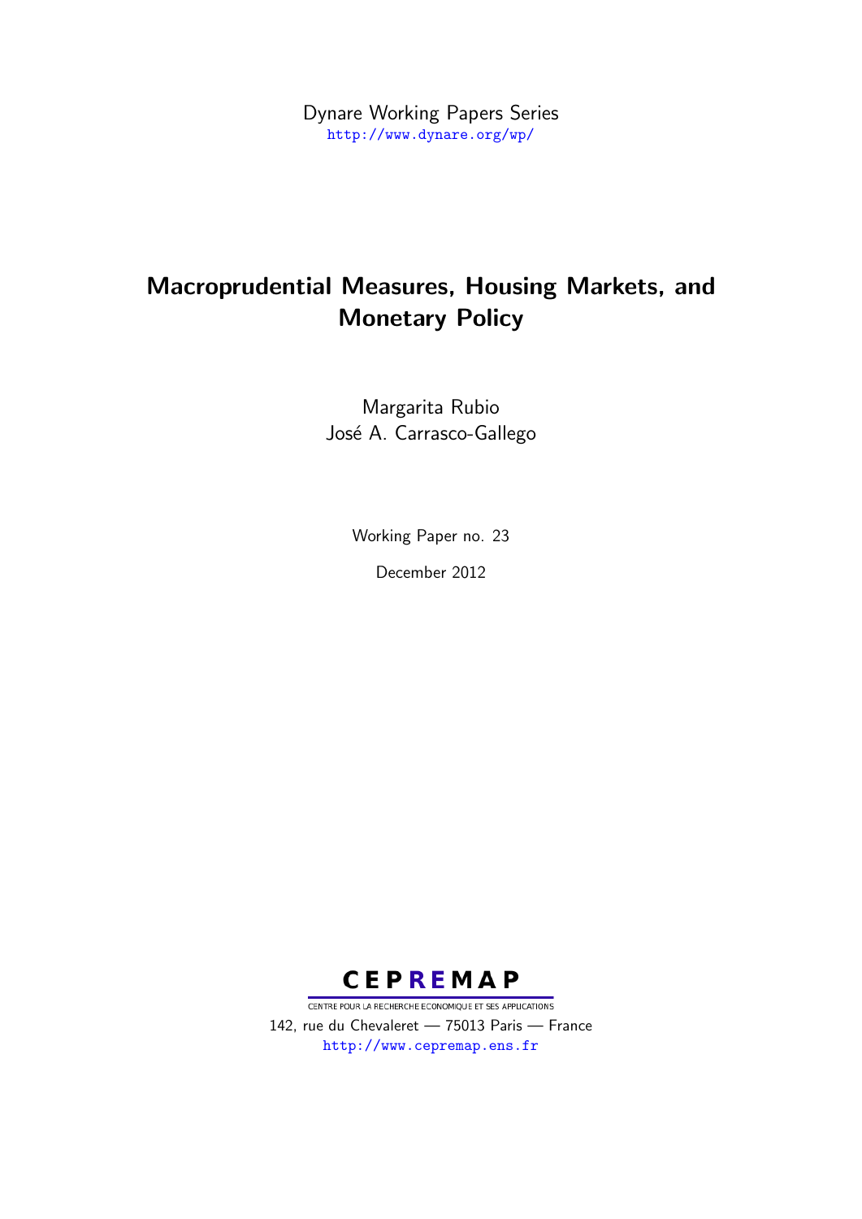Dynare Working Papers Series
http://www.dynare.org/wp/

# Macroprudential Measures, Housing Markets, and Monetary Policy

Margarita Rubio
José A. Carrasco-Gallego

Working Paper no. 23

December 2012

CEPREMAP
CENTRE POUR LA RECHERCHE ECONOMIQUE ET SES APPLICATIONS
142, rue du Chevaleret — 75013 Paris — France
http://www.cepremap.ens.fr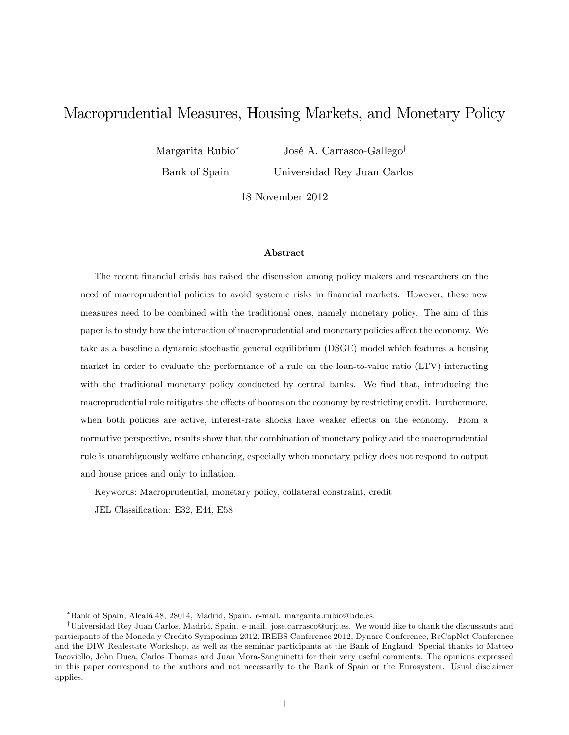# Macroprudential Measures, Housing Markets, and Monetary Policy

Margarita Rubio[*] — Bank of Spain

José A. Carrasco-Gallego[†] — Universidad Rey Juan Carlos

18 November 2012

## Abstract

The recent financial crisis has raised the discussion among policy makers and researchers on the need of macroprudential policies to avoid systemic risks in financial markets. However, these new measures need to be combined with the traditional ones, namely monetary policy. The aim of this paper is to study how the interaction of macroprudential and monetary policies affect the economy. We take as a baseline a dynamic stochastic general equilibrium (DSGE) model which features a housing market in order to evaluate the performance of a rule on the loan-to-value ratio (LTV) interacting with the traditional monetary policy conducted by central banks. We find that, introducing the macroprudential rule mitigates the effects of booms on the economy by restricting credit. Furthermore, when both policies are active, interest-rate shocks have weaker effects on the economy. From a normative perspective, results show that the combination of monetary policy and the macroprudential rule is unambiguously welfare enhancing, especially when monetary policy does not respond to output and house prices and only to inflation.

Keywords: Macroprudential, monetary policy, collateral constraint, credit

JEL Classification: E32, E44, E58

---

[*] Bank of Spain, Alcalá 48, 28014, Madrid, Spain. e-mail. margarita.rubio@bde.es.

[†] Universidad Rey Juan Carlos, Madrid, Spain. e-mail. jose.carrasco@urjc.es. We would like to thank the discussants and participants of the Moneda y Credito Symposium 2012, IREBS Conference 2012, Dynare Conference, ReCapNet Conference and the DIW Realestate Workshop, as well as the seminar participants at the Bank of England. Special thanks to Matteo Iacoviello, John Duca, Carlos Thomas and Juan Mora-Sanguinetti for their very useful comments. The opinions expressed in this paper correspond to the authors and not necessarily to the Bank of Spain or the Eurosystem. Usual disclaimer applies.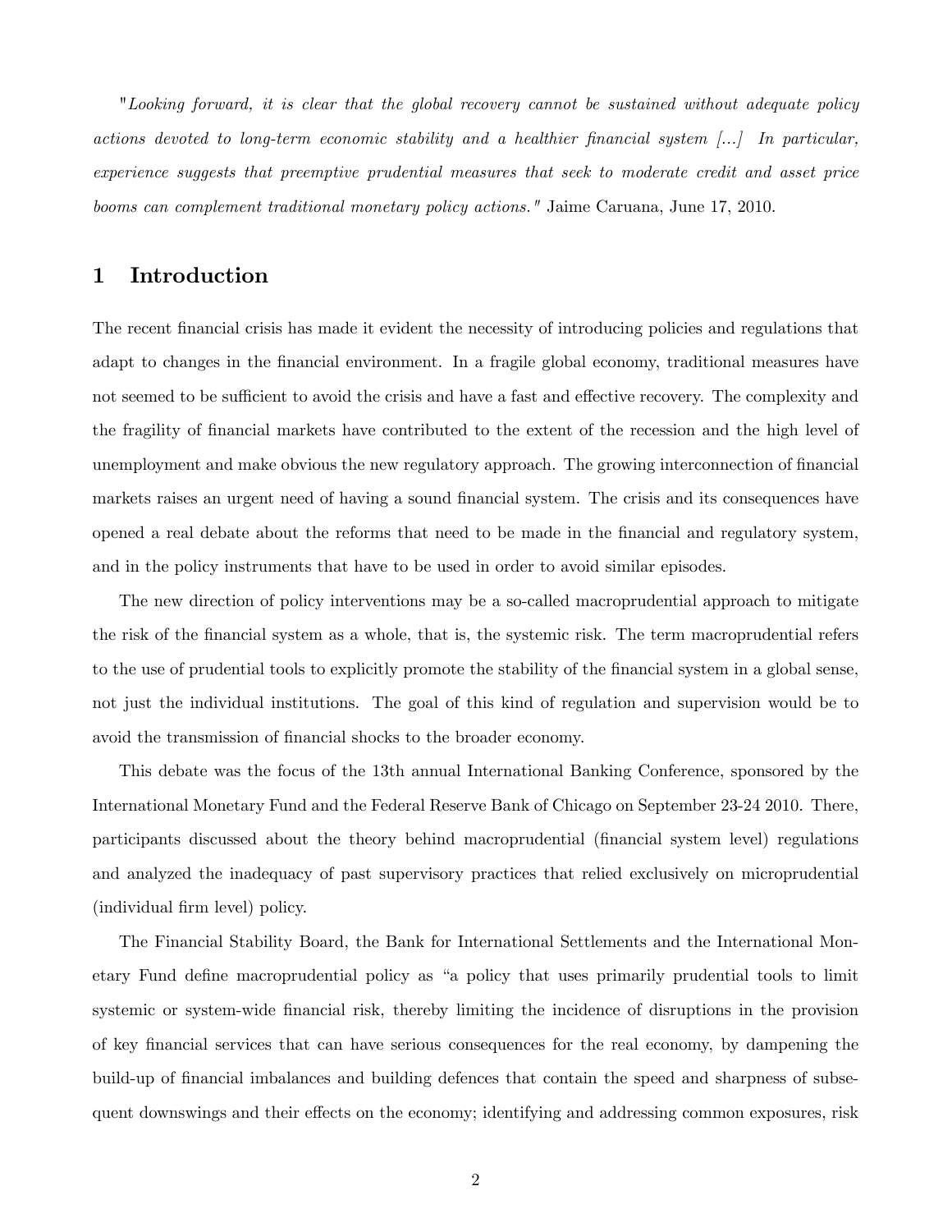"*Looking forward, it is clear that the global recovery cannot be sustained without adequate policy actions devoted to long-term economic stability and a healthier financial system [...] In particular, experience suggests that preemptive prudential measures that seek to moderate credit and asset price booms can complement traditional monetary policy actions.*" Jaime Caruana, June 17, 2010.

## 1 Introduction

The recent financial crisis has made it evident the necessity of introducing policies and regulations that adapt to changes in the financial environment. In a fragile global economy, traditional measures have not seemed to be sufficient to avoid the crisis and have a fast and effective recovery. The complexity and the fragility of financial markets have contributed to the extent of the recession and the high level of unemployment and make obvious the new regulatory approach. The growing interconnection of financial markets raises an urgent need of having a sound financial system. The crisis and its consequences have opened a real debate about the reforms that need to be made in the financial and regulatory system, and in the policy instruments that have to be used in order to avoid similar episodes.

The new direction of policy interventions may be a so-called macroprudential approach to mitigate the risk of the financial system as a whole, that is, the systemic risk. The term macroprudential refers to the use of prudential tools to explicitly promote the stability of the financial system in a global sense, not just the individual institutions. The goal of this kind of regulation and supervision would be to avoid the transmission of financial shocks to the broader economy.

This debate was the focus of the 13th annual International Banking Conference, sponsored by the International Monetary Fund and the Federal Reserve Bank of Chicago on September 23-24 2010. There, participants discussed about the theory behind macroprudential (financial system level) regulations and analyzed the inadequacy of past supervisory practices that relied exclusively on microprudential (individual firm level) policy.

The Financial Stability Board, the Bank for International Settlements and the International Monetary Fund define macroprudential policy as "a policy that uses primarily prudential tools to limit systemic or system-wide financial risk, thereby limiting the incidence of disruptions in the provision of key financial services that can have serious consequences for the real economy, by dampening the build-up of financial imbalances and building defences that contain the speed and sharpness of subsequent downswings and their effects on the economy; identifying and addressing common exposures, risk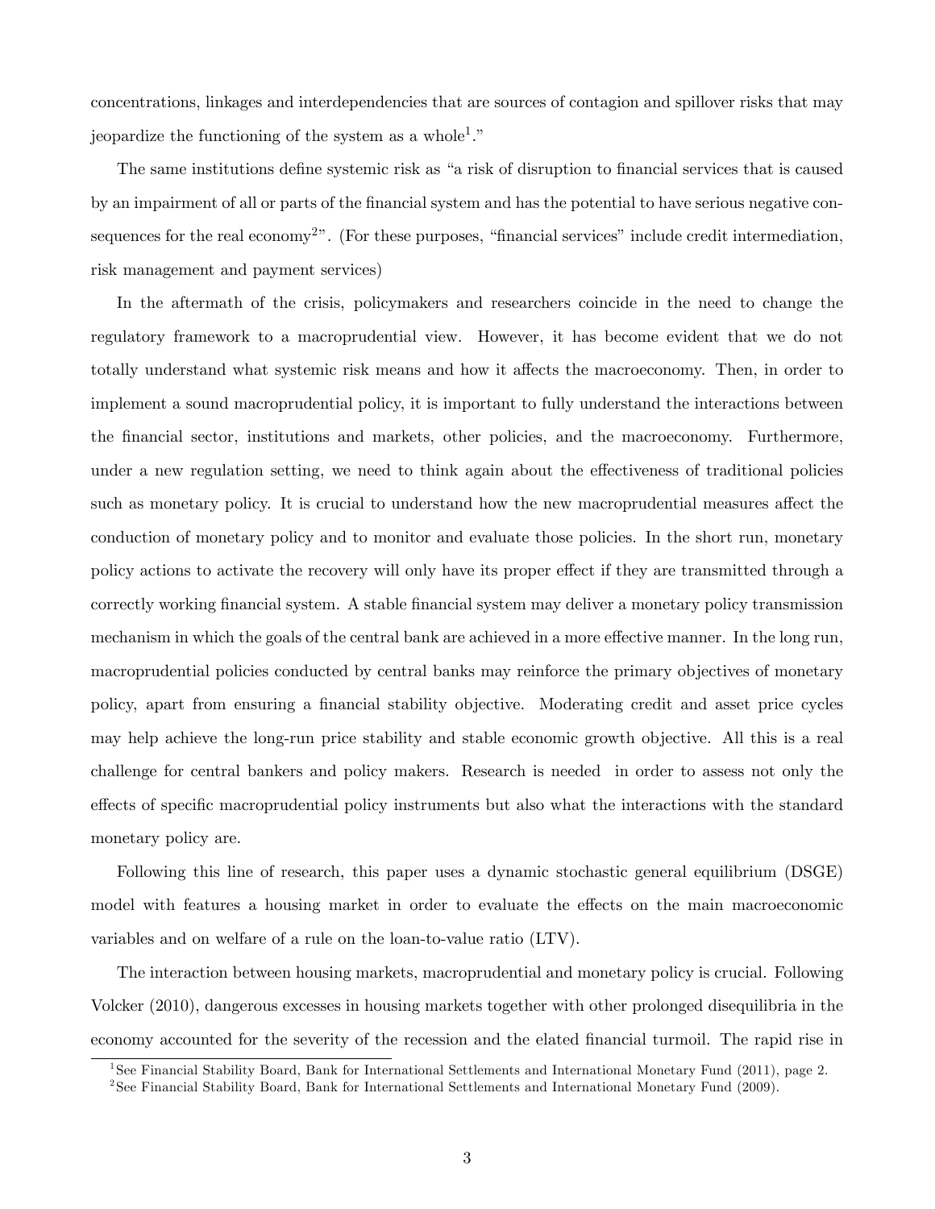concentrations, linkages and interdependencies that are sources of contagion and spillover risks that may jeopardize the functioning of the system as a whole[1]."

The same institutions define systemic risk as "a risk of disruption to financial services that is caused by an impairment of all or parts of the financial system and has the potential to have serious negative consequences for the real economy[2]". (For these purposes, "financial services" include credit intermediation, risk management and payment services)

In the aftermath of the crisis, policymakers and researchers coincide in the need to change the regulatory framework to a macroprudential view. However, it has become evident that we do not totally understand what systemic risk means and how it affects the macroeconomy. Then, in order to implement a sound macroprudential policy, it is important to fully understand the interactions between the financial sector, institutions and markets, other policies, and the macroeconomy. Furthermore, under a new regulation setting, we need to think again about the effectiveness of traditional policies such as monetary policy. It is crucial to understand how the new macroprudential measures affect the conduction of monetary policy and to monitor and evaluate those policies. In the short run, monetary policy actions to activate the recovery will only have its proper effect if they are transmitted through a correctly working financial system. A stable financial system may deliver a monetary policy transmission mechanism in which the goals of the central bank are achieved in a more effective manner. In the long run, macroprudential policies conducted by central banks may reinforce the primary objectives of monetary policy, apart from ensuring a financial stability objective. Moderating credit and asset price cycles may help achieve the long-run price stability and stable economic growth objective. All this is a real challenge for central bankers and policy makers. Research is needed in order to assess not only the effects of specific macroprudential policy instruments but also what the interactions with the standard monetary policy are.

Following this line of research, this paper uses a dynamic stochastic general equilibrium (DSGE) model with features a housing market in order to evaluate the effects on the main macroeconomic variables and on welfare of a rule on the loan-to-value ratio (LTV).

The interaction between housing markets, macroprudential and monetary policy is crucial. Following Volcker (2010), dangerous excesses in housing markets together with other prolonged disequilibria in the economy accounted for the severity of the recession and the elated financial turmoil. The rapid rise in

[1] See Financial Stability Board, Bank for International Settlements and International Monetary Fund (2011), page 2.

[2] See Financial Stability Board, Bank for International Settlements and International Monetary Fund (2009).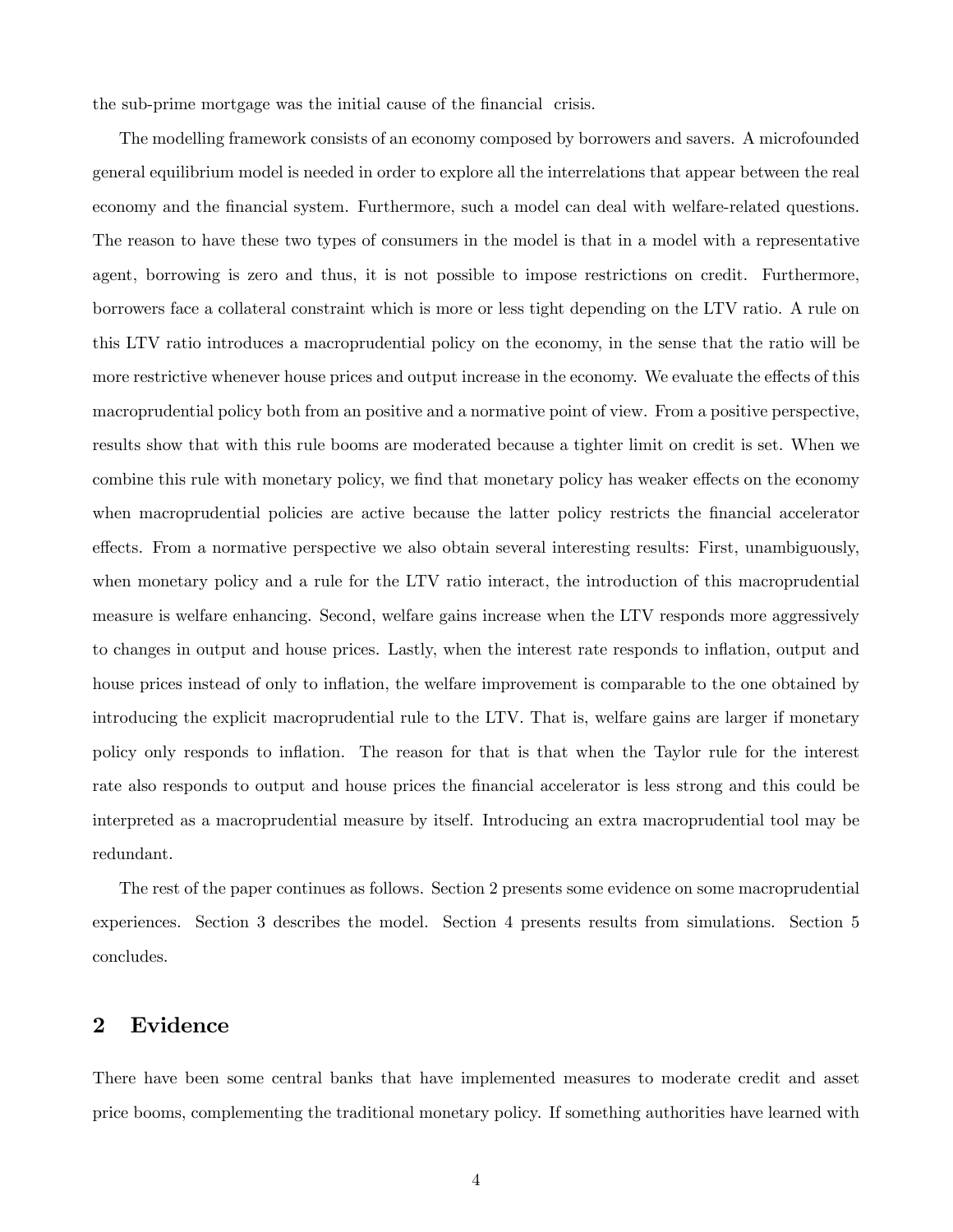the sub-prime mortgage was the initial cause of the financial crisis.

The modelling framework consists of an economy composed by borrowers and savers. A microfounded general equilibrium model is needed in order to explore all the interrelations that appear between the real economy and the financial system. Furthermore, such a model can deal with welfare-related questions. The reason to have these two types of consumers in the model is that in a model with a representative agent, borrowing is zero and thus, it is not possible to impose restrictions on credit. Furthermore, borrowers face a collateral constraint which is more or less tight depending on the LTV ratio. A rule on this LTV ratio introduces a macroprudential policy on the economy, in the sense that the ratio will be more restrictive whenever house prices and output increase in the economy. We evaluate the effects of this macroprudential policy both from an positive and a normative point of view. From a positive perspective, results show that with this rule booms are moderated because a tighter limit on credit is set. When we combine this rule with monetary policy, we find that monetary policy has weaker effects on the economy when macroprudential policies are active because the latter policy restricts the financial accelerator effects. From a normative perspective we also obtain several interesting results: First, unambiguously, when monetary policy and a rule for the LTV ratio interact, the introduction of this macroprudential measure is welfare enhancing. Second, welfare gains increase when the LTV responds more aggressively to changes in output and house prices. Lastly, when the interest rate responds to inflation, output and house prices instead of only to inflation, the welfare improvement is comparable to the one obtained by introducing the explicit macroprudential rule to the LTV. That is, welfare gains are larger if monetary policy only responds to inflation. The reason for that is that when the Taylor rule for the interest rate also responds to output and house prices the financial accelerator is less strong and this could be interpreted as a macroprudential measure by itself. Introducing an extra macroprudential tool may be redundant.

The rest of the paper continues as follows. Section 2 presents some evidence on some macroprudential experiences. Section 3 describes the model. Section 4 presents results from simulations. Section 5 concludes.

## 2 Evidence

There have been some central banks that have implemented measures to moderate credit and asset price booms, complementing the traditional monetary policy. If something authorities have learned with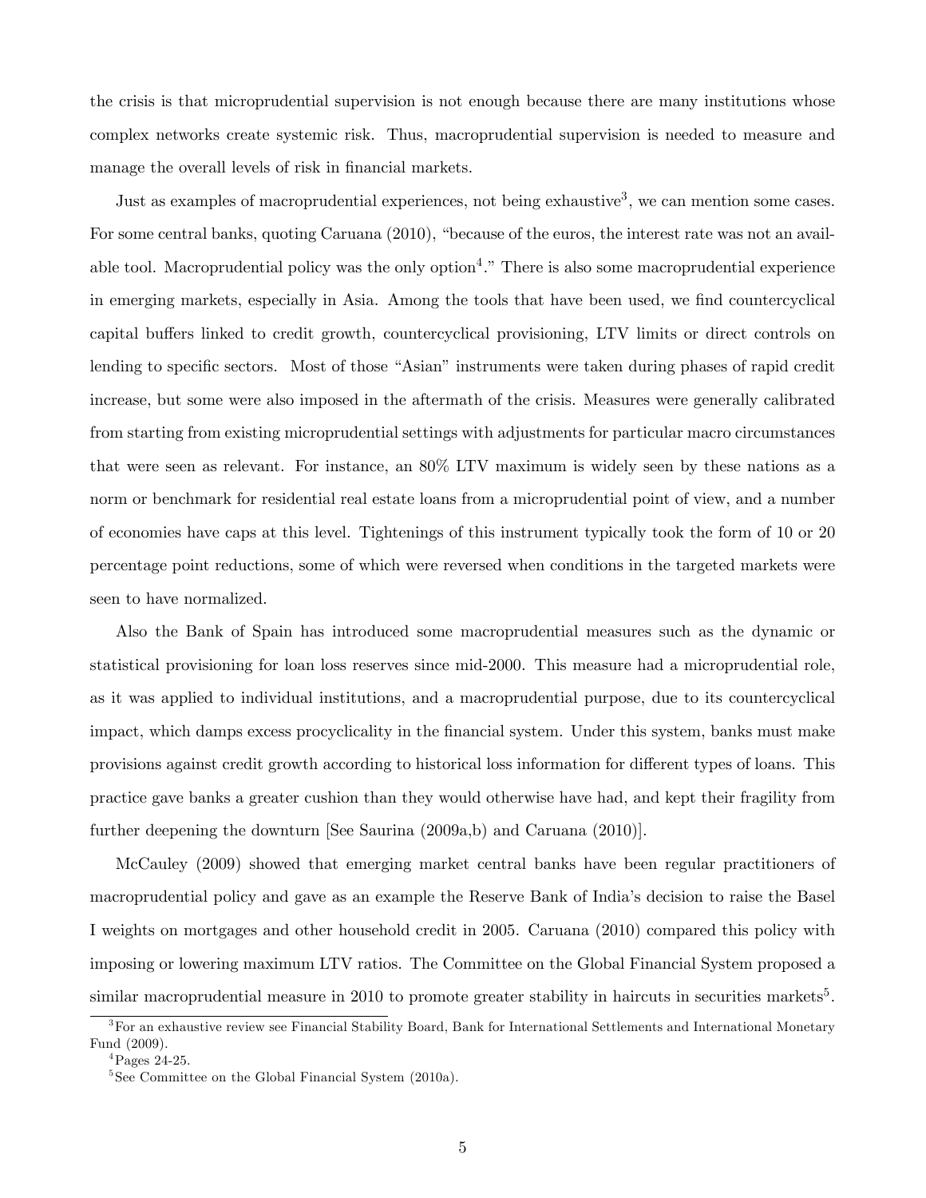the crisis is that microprudential supervision is not enough because there are many institutions whose complex networks create systemic risk. Thus, macroprudential supervision is needed to measure and manage the overall levels of risk in financial markets.

Just as examples of macroprudential experiences, not being exhaustive[3], we can mention some cases. For some central banks, quoting Caruana (2010), "because of the euros, the interest rate was not an available tool. Macroprudential policy was the only option[4]." There is also some macroprudential experience in emerging markets, especially in Asia. Among the tools that have been used, we find countercyclical capital buffers linked to credit growth, countercyclical provisioning, LTV limits or direct controls on lending to specific sectors. Most of those "Asian" instruments were taken during phases of rapid credit increase, but some were also imposed in the aftermath of the crisis. Measures were generally calibrated from starting from existing microprudential settings with adjustments for particular macro circumstances that were seen as relevant. For instance, an 80% LTV maximum is widely seen by these nations as a norm or benchmark for residential real estate loans from a microprudential point of view, and a number of economies have caps at this level. Tightenings of this instrument typically took the form of 10 or 20 percentage point reductions, some of which were reversed when conditions in the targeted markets were seen to have normalized.

Also the Bank of Spain has introduced some macroprudential measures such as the dynamic or statistical provisioning for loan loss reserves since mid-2000. This measure had a microprudential role, as it was applied to individual institutions, and a macroprudential purpose, due to its countercyclical impact, which damps excess procyclicality in the financial system. Under this system, banks must make provisions against credit growth according to historical loss information for different types of loans. This practice gave banks a greater cushion than they would otherwise have had, and kept their fragility from further deepening the downturn [See Saurina (2009a,b) and Caruana (2010)].

McCauley (2009) showed that emerging market central banks have been regular practitioners of macroprudential policy and gave as an example the Reserve Bank of India's decision to raise the Basel I weights on mortgages and other household credit in 2005. Caruana (2010) compared this policy with imposing or lowering maximum LTV ratios. The Committee on the Global Financial System proposed a similar macroprudential measure in 2010 to promote greater stability in haircuts in securities markets[5].

[3] For an exhaustive review see Financial Stability Board, Bank for International Settlements and International Monetary Fund (2009).

[4] Pages 24-25.

[5] See Committee on the Global Financial System (2010a).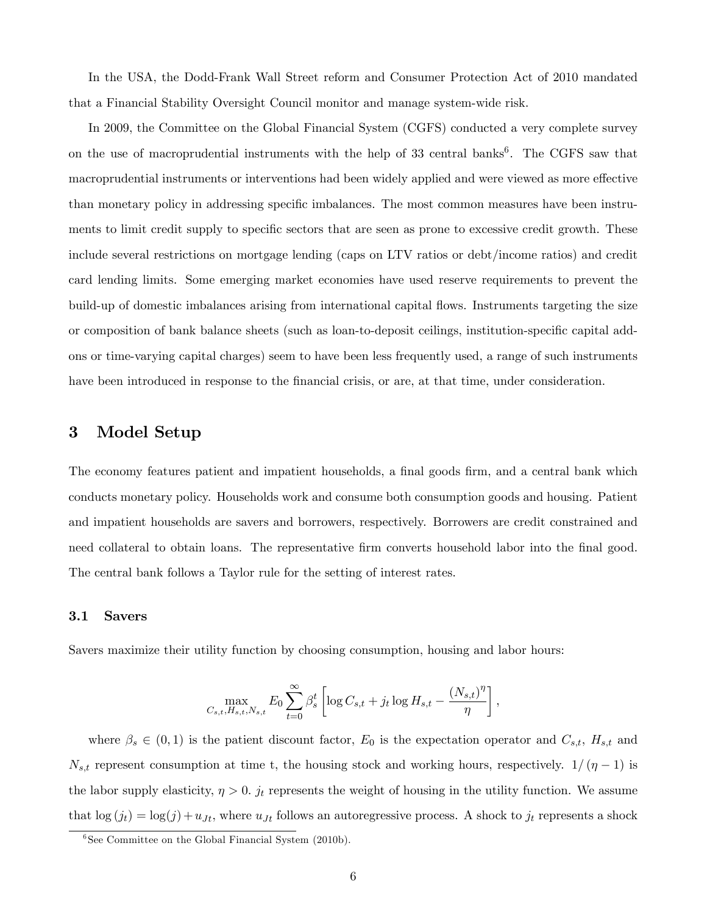In the USA, the Dodd-Frank Wall Street reform and Consumer Protection Act of 2010 mandated that a Financial Stability Oversight Council monitor and manage system-wide risk.

In 2009, the Committee on the Global Financial System (CGFS) conducted a very complete survey on the use of macroprudential instruments with the help of 33 central banks[6]. The CGFS saw that macroprudential instruments or interventions had been widely applied and were viewed as more effective than monetary policy in addressing specific imbalances. The most common measures have been instruments to limit credit supply to specific sectors that are seen as prone to excessive credit growth. These include several restrictions on mortgage lending (caps on LTV ratios or debt/income ratios) and credit card lending limits. Some emerging market economies have used reserve requirements to prevent the build-up of domestic imbalances arising from international capital flows. Instruments targeting the size or composition of bank balance sheets (such as loan-to-deposit ceilings, institution-specific capital add-ons or time-varying capital charges) seem to have been less frequently used, a range of such instruments have been introduced in response to the financial crisis, or are, at that time, under consideration.

# 3 Model Setup

The economy features patient and impatient households, a final goods firm, and a central bank which conducts monetary policy. Households work and consume both consumption goods and housing. Patient and impatient households are savers and borrowers, respectively. Borrowers are credit constrained and need collateral to obtain loans. The representative firm converts household labor into the final good. The central bank follows a Taylor rule for the setting of interest rates.

## 3.1 Savers

Savers maximize their utility function by choosing consumption, housing and labor hours:

$$\max_{C_{s,t},H_{s,t},N_{s,t}} E_0 \sum_{t=0}^{\infty} \beta_s^t \left[ \log C_{s,t} + j_t \log H_{s,t} - \frac{(N_{s,t})^{\eta}}{\eta} \right],$$

where $\beta_s \in (0,1)$ is the patient discount factor, $E_0$ is the expectation operator and $C_{s,t}$, $H_{s,t}$ and $N_{s,t}$ represent consumption at time t, the housing stock and working hours, respectively. $1/(\eta - 1)$ is the labor supply elasticity, $\eta > 0$. $j_t$ represents the weight of housing in the utility function. We assume that $\log(j_t) = \log(j) + u_{Jt}$, where $u_{Jt}$ follows an autoregressive process. A shock to $j_t$ represents a shock

[6] See Committee on the Global Financial System (2010b).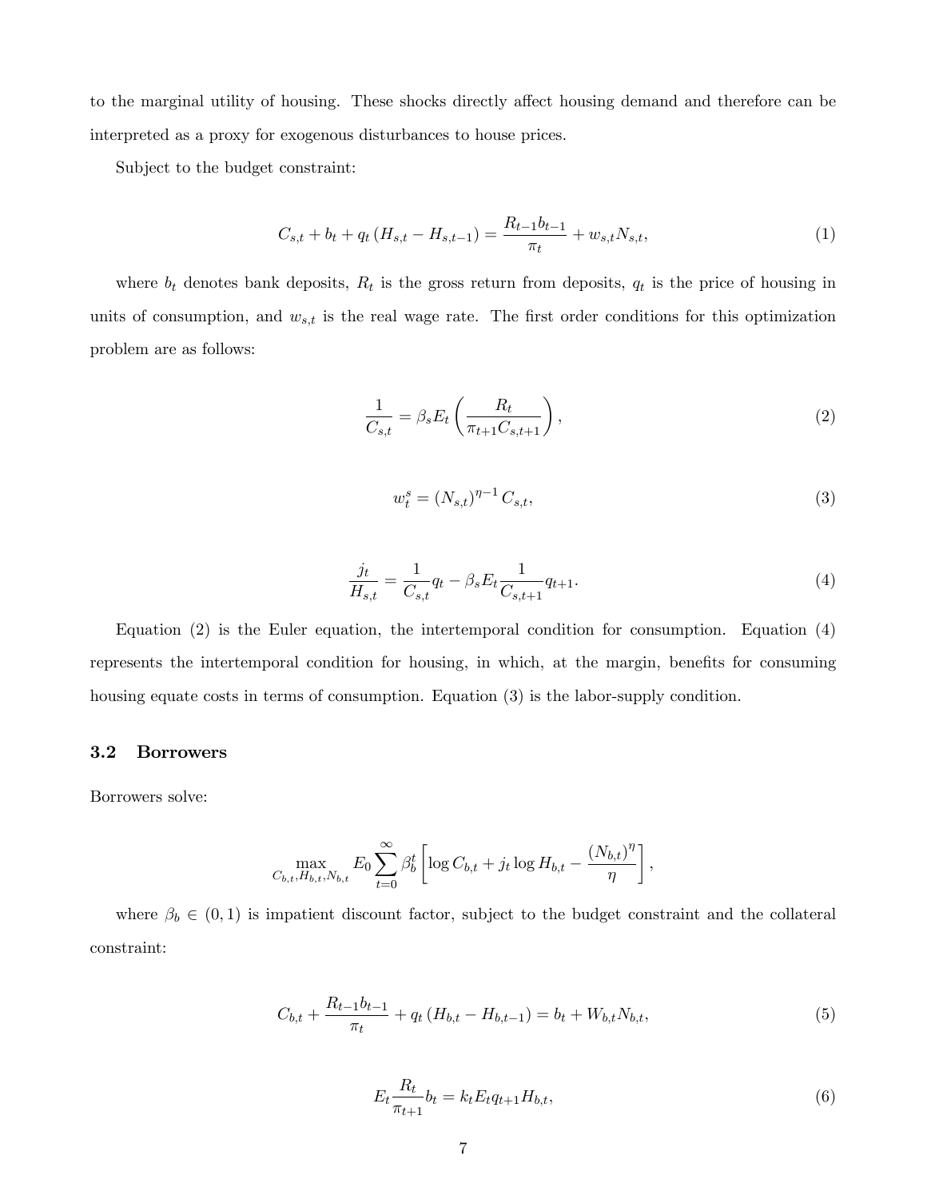to the marginal utility of housing. These shocks directly affect housing demand and therefore can be interpreted as a proxy for exogenous disturbances to house prices.

Subject to the budget constraint:

$$C_{s,t} + b_t + q_t \left(H_{s,t} - H_{s,t-1}\right) = \frac{R_{t-1} b_{t-1}}{\pi_t} + w_{s,t} N_{s,t}, \tag{1}$$

where $b_t$ denotes bank deposits, $R_t$ is the gross return from deposits, $q_t$ is the price of housing in units of consumption, and $w_{s,t}$ is the real wage rate. The first order conditions for this optimization problem are as follows:

$$\frac{1}{C_{s,t}} = \beta_s E_t \left(\frac{R_t}{\pi_{t+1} C_{s,t+1}}\right), \tag{2}$$

$$w_t^s = \left(N_{s,t}\right)^{\eta - 1} C_{s,t}, \tag{3}$$

$$\frac{j_t}{H_{s,t}} = \frac{1}{C_{s,t}} q_t - \beta_s E_t \frac{1}{C_{s,t+1}} q_{t+1}. \tag{4}$$

Equation (2) is the Euler equation, the intertemporal condition for consumption. Equation (4) represents the intertemporal condition for housing, in which, at the margin, benefits for consuming housing equate costs in terms of consumption. Equation (3) is the labor-supply condition.

### 3.2 Borrowers

Borrowers solve:

$$\max_{C_{b,t}, H_{b,t}, N_{b,t}} E_0 \sum_{t=0}^{\infty} \beta_b^t \left[\log C_{b,t} + j_t \log H_{b,t} - \frac{\left(N_{b,t}\right)^{\eta}}{\eta}\right],$$

where $\beta_b \in (0,1)$ is impatient discount factor, subject to the budget constraint and the collateral constraint:

$$C_{b,t} + \frac{R_{t-1} b_{t-1}}{\pi_t} + q_t \left(H_{b,t} - H_{b,t-1}\right) = b_t + W_{b,t} N_{b,t}, \tag{5}$$

$$E_t \frac{R_t}{\pi_{t+1}} b_t = k_t E_t q_{t+1} H_{b,t}, \tag{6}$$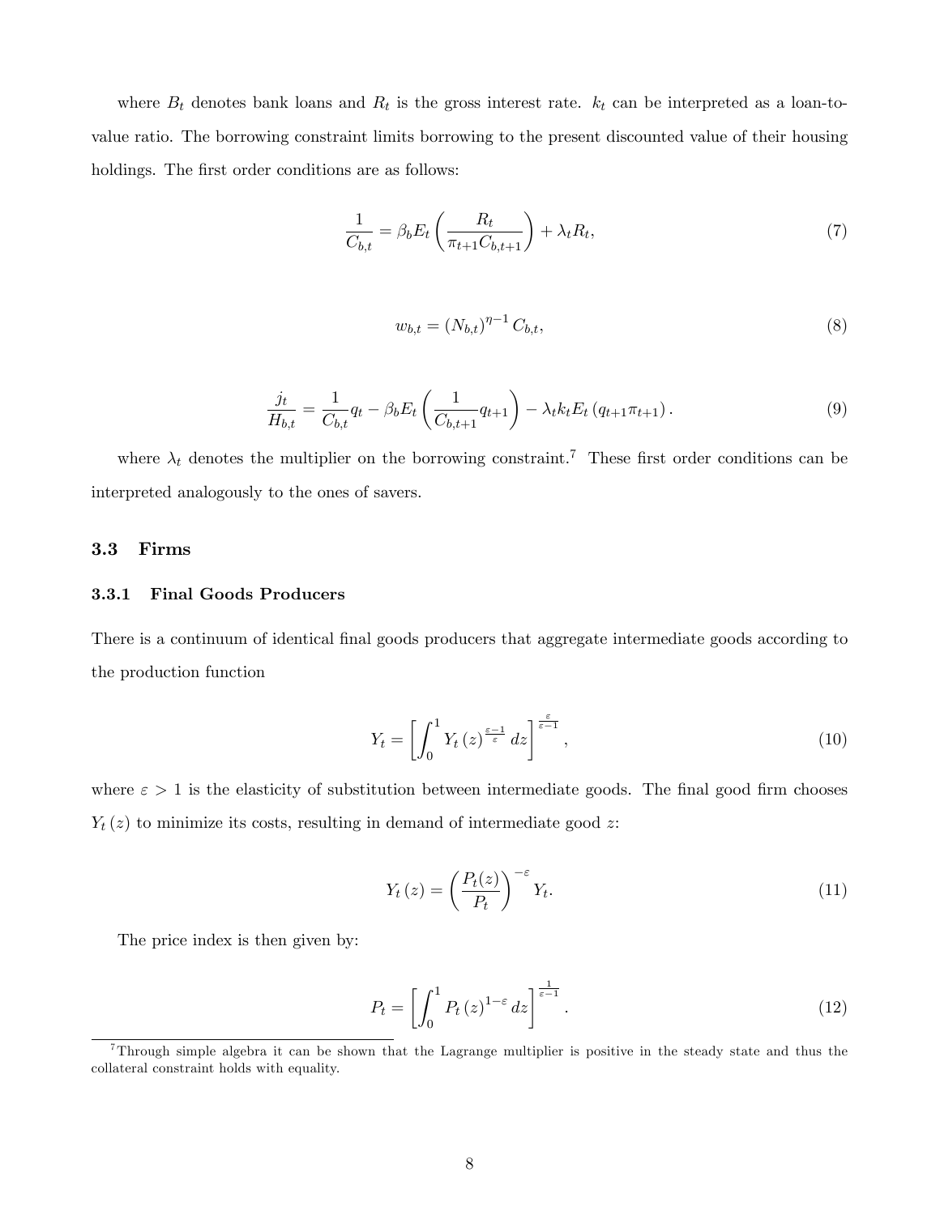where $B_t$ denotes bank loans and $R_t$ is the gross interest rate. $k_t$ can be interpreted as a loan-to-value ratio. The borrowing constraint limits borrowing to the present discounted value of their housing holdings. The first order conditions are as follows:

$$\frac{1}{C_{b,t}} = \beta_b E_t \left( \frac{R_t}{\pi_{t+1} C_{b,t+1}} \right) + \lambda_t R_t, \tag{7}$$

$$w_{b,t} = (N_{b,t})^{\eta - 1} C_{b,t}, \tag{8}$$

$$\frac{j_t}{H_{b,t}} = \frac{1}{C_{b,t}} q_t - \beta_b E_t \left( \frac{1}{C_{b,t+1}} q_{t+1} \right) - \lambda_t k_t E_t \left( q_{t+1} \pi_{t+1} \right). \tag{9}$$

where $\lambda_t$ denotes the multiplier on the borrowing constraint.[7] These first order conditions can be interpreted analogously to the ones of savers.

## 3.3 Firms

### 3.3.1 Final Goods Producers

There is a continuum of identical final goods producers that aggregate intermediate goods according to the production function

$$Y_t = \left[ \int_0^1 Y_t(z)^{\frac{\varepsilon - 1}{\varepsilon}} dz \right]^{\frac{\varepsilon}{\varepsilon - 1}}, \tag{10}$$

where $\varepsilon > 1$ is the elasticity of substitution between intermediate goods. The final good firm chooses $Y_t(z)$ to minimize its costs, resulting in demand of intermediate good $z$:

$$Y_t(z) = \left( \frac{P_t(z)}{P_t} \right)^{-\varepsilon} Y_t. \tag{11}$$

The price index is then given by:

$$P_t = \left[ \int_0^1 P_t(z)^{1-\varepsilon} dz \right]^{\frac{1}{\varepsilon - 1}}. \tag{12}$$

[7] Through simple algebra it can be shown that the Lagrange multiplier is positive in the steady state and thus the collateral constraint holds with equality.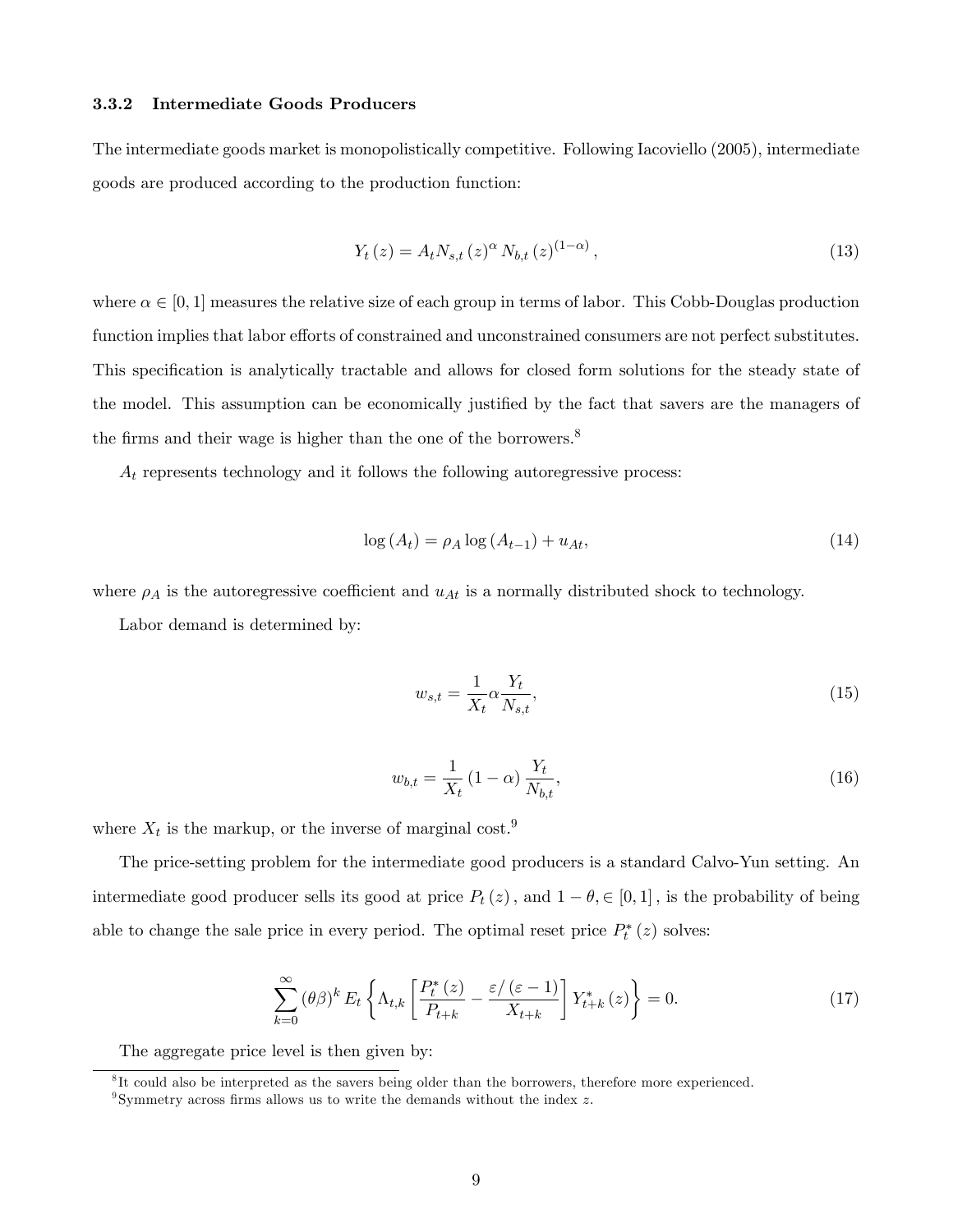### 3.3.2 Intermediate Goods Producers

The intermediate goods market is monopolistically competitive. Following Iacoviello (2005), intermediate goods are produced according to the production function:

$$Y_t(z) = A_t N_{s,t}(z)^{\alpha} N_{b,t}(z)^{(1-\alpha)}, \tag{13}$$

where $\alpha \in [0,1]$ measures the relative size of each group in terms of labor. This Cobb-Douglas production function implies that labor efforts of constrained and unconstrained consumers are not perfect substitutes. This specification is analytically tractable and allows for closed form solutions for the steady state of the model. This assumption can be economically justified by the fact that savers are the managers of the firms and their wage is higher than the one of the borrowers.[8]

$A_t$ represents technology and it follows the following autoregressive process:

$$\log(A_t) = \rho_A \log(A_{t-1}) + u_{At}, \tag{14}$$

where $\rho_A$ is the autoregressive coefficient and $u_{At}$ is a normally distributed shock to technology.

Labor demand is determined by:

$$w_{s,t} = \frac{1}{X_t}\alpha \frac{Y_t}{N_{s,t}}, \tag{15}$$

$$w_{b,t} = \frac{1}{X_t}(1-\alpha)\frac{Y_t}{N_{b,t}}, \tag{16}$$

where $X_t$ is the markup, or the inverse of marginal cost.[9]

The price-setting problem for the intermediate good producers is a standard Calvo-Yun setting. An intermediate good producer sells its good at price $P_t(z)$, and $1-\theta, \in [0,1]$, is the probability of being able to change the sale price in every period. The optimal reset price $P_t^*(z)$ solves:

$$\sum_{k=0}^{\infty} (\theta\beta)^k E_t \left\{ \Lambda_{t,k} \left[ \frac{P_t^*(z)}{P_{t+k}} - \frac{\varepsilon/(\varepsilon-1)}{X_{t+k}} \right] Y_{t+k}^*(z) \right\} = 0. \tag{17}$$

The aggregate price level is then given by:

[8] It could also be interpreted as the savers being older than the borrowers, therefore more experienced.

[9] Symmetry across firms allows us to write the demands without the index $z$.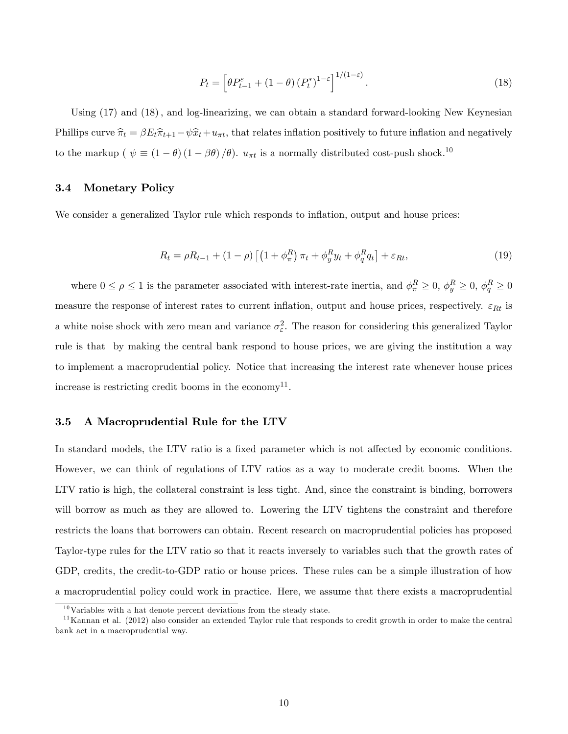$$P_t = \left[\theta P_{t-1}^{\varepsilon} + (1-\theta)\left(P_t^*\right)^{1-\varepsilon}\right]^{1/(1-\varepsilon)}. \tag{18}$$

Using (17) and (18), and log-linearizing, we can obtain a standard forward-looking New Keynesian Phillips curve $\widehat{\pi}_t = \beta E_t \widehat{\pi}_{t+1} - \psi \widehat{x}_t + u_{\pi t}$, that relates inflation positively to future inflation and negatively to the markup ( $\psi \equiv (1-\theta)(1-\beta\theta)/\theta$). $u_{\pi t}$ is a normally distributed cost-push shock.[10]

### 3.4 Monetary Policy

We consider a generalized Taylor rule which responds to inflation, output and house prices:

$$R_t = \rho R_{t-1} + (1-\rho)\left[\left(1+\phi_{\pi}^R\right)\pi_t + \phi_y^R y_t + \phi_q^R q_t\right] + \varepsilon_{Rt}, \tag{19}$$

where $0 \leq \rho \leq 1$ is the parameter associated with interest-rate inertia, and $\phi_{\pi}^R \geq 0$, $\phi_y^R \geq 0$, $\phi_q^R \geq 0$ measure the response of interest rates to current inflation, output and house prices, respectively. $\varepsilon_{Rt}$ is a white noise shock with zero mean and variance $\sigma_{\varepsilon}^2$. The reason for considering this generalized Taylor rule is that by making the central bank respond to house prices, we are giving the institution a way to implement a macroprudential policy. Notice that increasing the interest rate whenever house prices increase is restricting credit booms in the economy[11].

### 3.5 A Macroprudential Rule for the LTV

In standard models, the LTV ratio is a fixed parameter which is not affected by economic conditions. However, we can think of regulations of LTV ratios as a way to moderate credit booms. When the LTV ratio is high, the collateral constraint is less tight. And, since the constraint is binding, borrowers will borrow as much as they are allowed to. Lowering the LTV tightens the constraint and therefore restricts the loans that borrowers can obtain. Recent research on macroprudential policies has proposed Taylor-type rules for the LTV ratio so that it reacts inversely to variables such that the growth rates of GDP, credits, the credit-to-GDP ratio or house prices. These rules can be a simple illustration of how a macroprudential policy could work in practice. Here, we assume that there exists a macroprudential

[10] Variables with a hat denote percent deviations from the steady state.

[11] Kannan et al. (2012) also consider an extended Taylor rule that responds to credit growth in order to make the central bank act in a macroprudential way.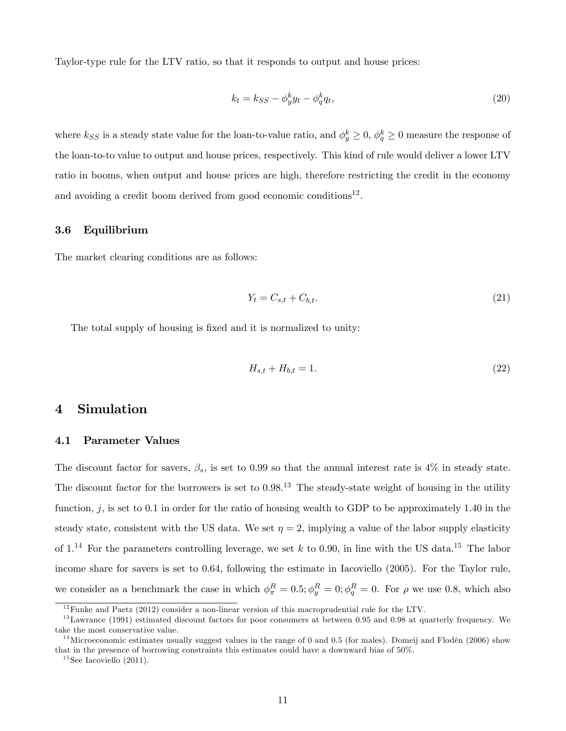Taylor-type rule for the LTV ratio, so that it responds to output and house prices:

$$k_t = k_{SS} - \phi_y^k y_t - \phi_q^k q_t, \tag{20}$$

where $k_{SS}$ is a steady state value for the loan-to-value ratio, and $\phi_y^k \geq 0$, $\phi_q^k \geq 0$ measure the response of the loan-to-to value to output and house prices, respectively. This kind of rule would deliver a lower LTV ratio in booms, when output and house prices are high, therefore restricting the credit in the economy and avoiding a credit boom derived from good economic conditions[12].

### 3.6 Equilibrium

The market clearing conditions are as follows:

$$Y_t = C_{s,t} + C_{b,t}. \tag{21}$$

The total supply of housing is fixed and it is normalized to unity:

$$H_{s,t} + H_{b,t} = 1. \tag{22}$$

## 4 Simulation

### 4.1 Parameter Values

The discount factor for savers, $\beta_s$, is set to 0.99 so that the annual interest rate is 4% in steady state. The discount factor for the borrowers is set to 0.98.[13] The steady-state weight of housing in the utility function, $j$, is set to 0.1 in order for the ratio of housing wealth to GDP to be approximately 1.40 in the steady state, consistent with the US data. We set $\eta = 2$, implying a value of the labor supply elasticity of 1.[14] For the parameters controlling leverage, we set $k$ to 0.90, in line with the US data.[15] The labor income share for savers is set to 0.64, following the estimate in Iacoviello (2005). For the Taylor rule, we consider as a benchmark the case in which $\phi_\pi^R = 0.5; \phi_y^R = 0; \phi_q^R = 0$. For $\rho$ we use 0.8, which also

[12] Funke and Paetz (2012) consider a non-linear version of this macroprudential rule for the LTV.

[13] Lawrance (1991) estimated discount factors for poor consumers at between 0.95 and 0.98 at quarterly frequency. We take the most conservative value.

[14] Microeconomic estimates usually suggest values in the range of 0 and 0.5 (for males). Domeij and Flodén (2006) show that in the presence of borrowing constraints this estimates could have a downward bias of 50%.

[15] See Iacoviello (2011).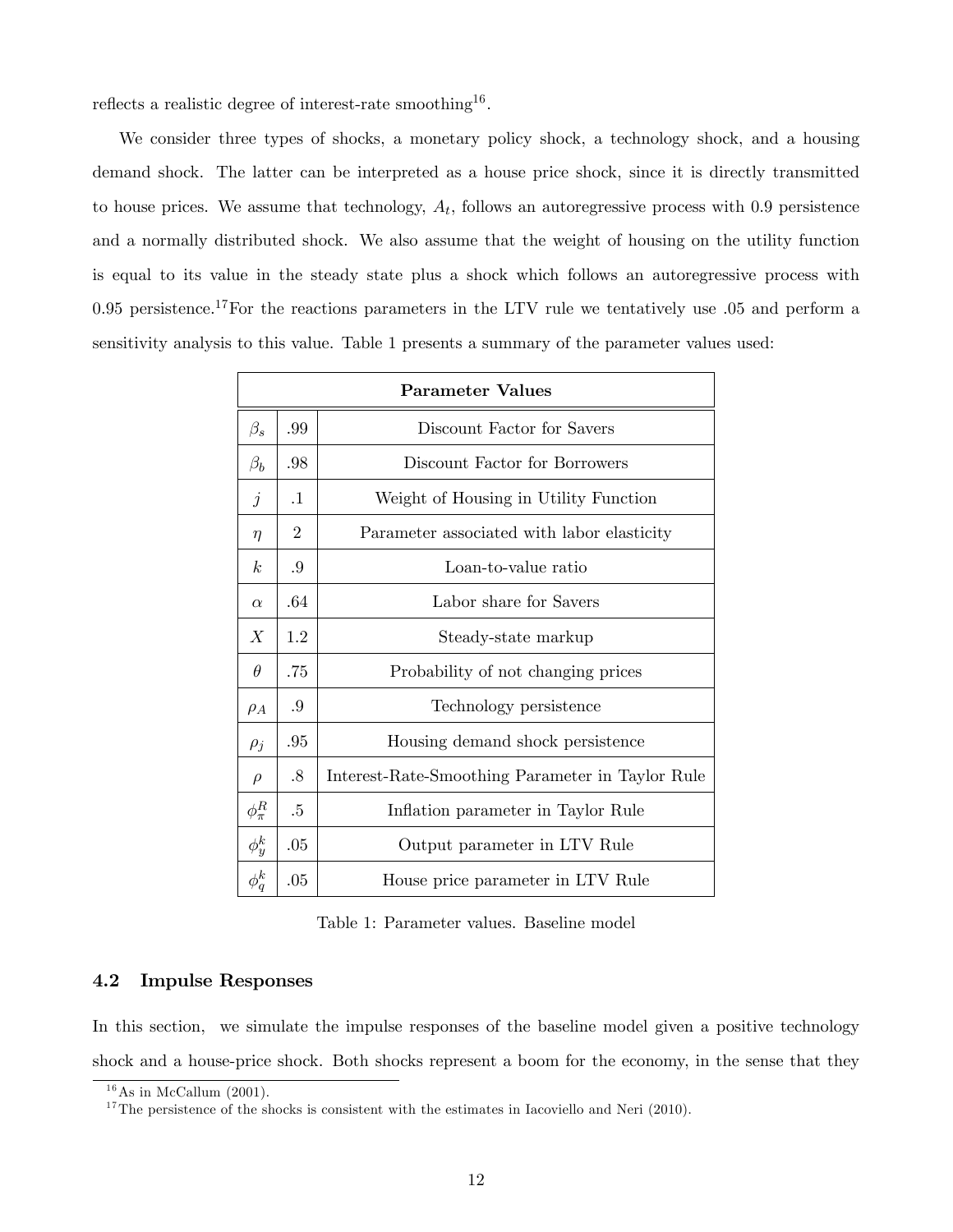reflects a realistic degree of interest-rate smoothing[16].

We consider three types of shocks, a monetary policy shock, a technology shock, and a housing demand shock. The latter can be interpreted as a house price shock, since it is directly transmitted to house prices. We assume that technology, $A_t$, follows an autoregressive process with 0.9 persistence and a normally distributed shock. We also assume that the weight of housing on the utility function is equal to its value in the steady state plus a shock which follows an autoregressive process with 0.95 persistence.[17] For the reactions parameters in the LTV rule we tentatively use .05 and perform a sensitivity analysis to this value. Table 1 presents a summary of the parameter values used:

| **Parameter Values** | | |
|---|---|---|
| $\beta_s$ | .99 | Discount Factor for Savers |
| $\beta_b$ | .98 | Discount Factor for Borrowers |
| $j$ | .1 | Weight of Housing in Utility Function |
| $\eta$ | 2 | Parameter associated with labor elasticity |
| $k$ | .9 | Loan-to-value ratio |
| $\alpha$ | .64 | Labor share for Savers |
| $X$ | 1.2 | Steady-state markup |
| $\theta$ | .75 | Probability of not changing prices |
| $\rho_A$ | .9 | Technology persistence |
| $\rho_j$ | .95 | Housing demand shock persistence |
| $\rho$ | .8 | Interest-Rate-Smoothing Parameter in Taylor Rule |
| $\phi_\pi^R$ | .5 | Inflation parameter in Taylor Rule |
| $\phi_y^k$ | .05 | Output parameter in LTV Rule |
| $\phi_q^k$ | .05 | House price parameter in LTV Rule |

Table 1: Parameter values. Baseline model

### 4.2 Impulse Responses

In this section, we simulate the impulse responses of the baseline model given a positive technology shock and a house-price shock. Both shocks represent a boom for the economy, in the sense that they

[16] As in McCallum (2001).

[17] The persistence of the shocks is consistent with the estimates in Iacoviello and Neri (2010).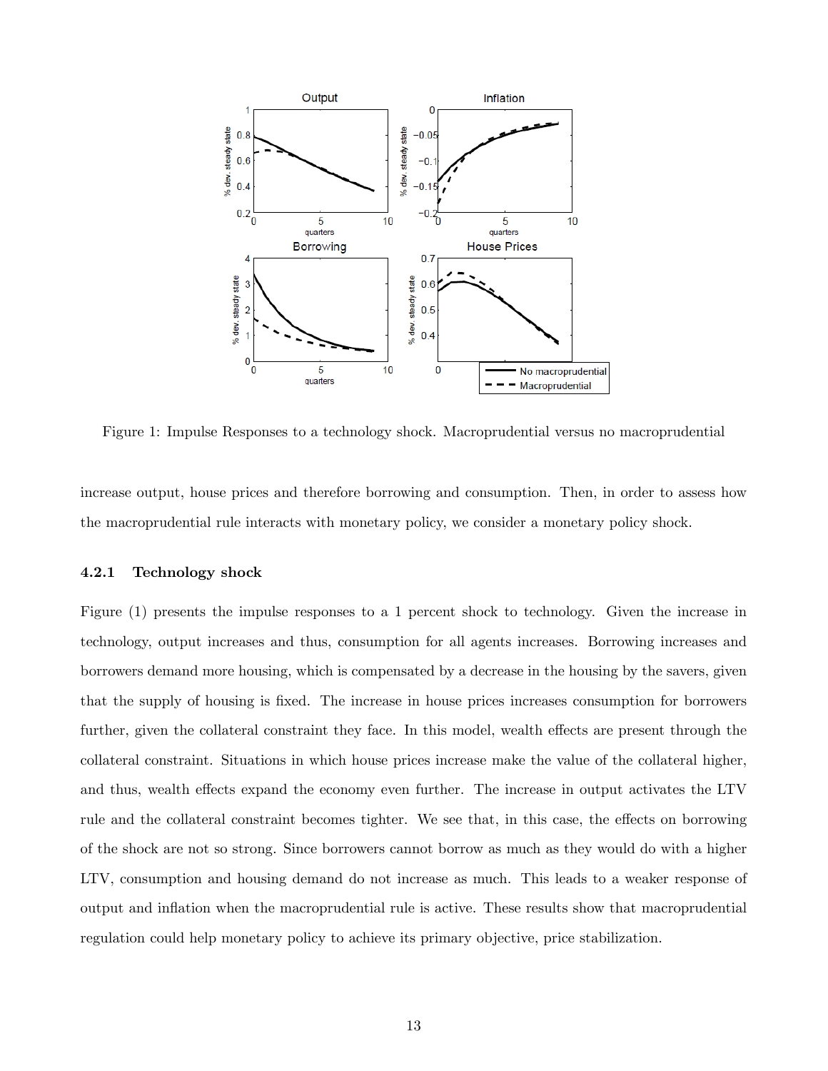Figure 1: Impulse Responses to a technology shock. Macroprudential versus no macroprudential

increase output, house prices and therefore borrowing and consumption. Then, in order to assess how the macroprudential rule interacts with monetary policy, we consider a monetary policy shock.

### 4.2.1 Technology shock

Figure (1) presents the impulse responses to a 1 percent shock to technology. Given the increase in technology, output increases and thus, consumption for all agents increases. Borrowing increases and borrowers demand more housing, which is compensated by a decrease in the housing by the savers, given that the supply of housing is fixed. The increase in house prices increases consumption for borrowers further, given the collateral constraint they face. In this model, wealth effects are present through the collateral constraint. Situations in which house prices increase make the value of the collateral higher, and thus, wealth effects expand the economy even further. The increase in output activates the LTV rule and the collateral constraint becomes tighter. We see that, in this case, the effects on borrowing of the shock are not so strong. Since borrowers cannot borrow as much as they would do with a higher LTV, consumption and housing demand do not increase as much. This leads to a weaker response of output and inflation when the macroprudential rule is active. These results show that macroprudential regulation could help monetary policy to achieve its primary objective, price stabilization.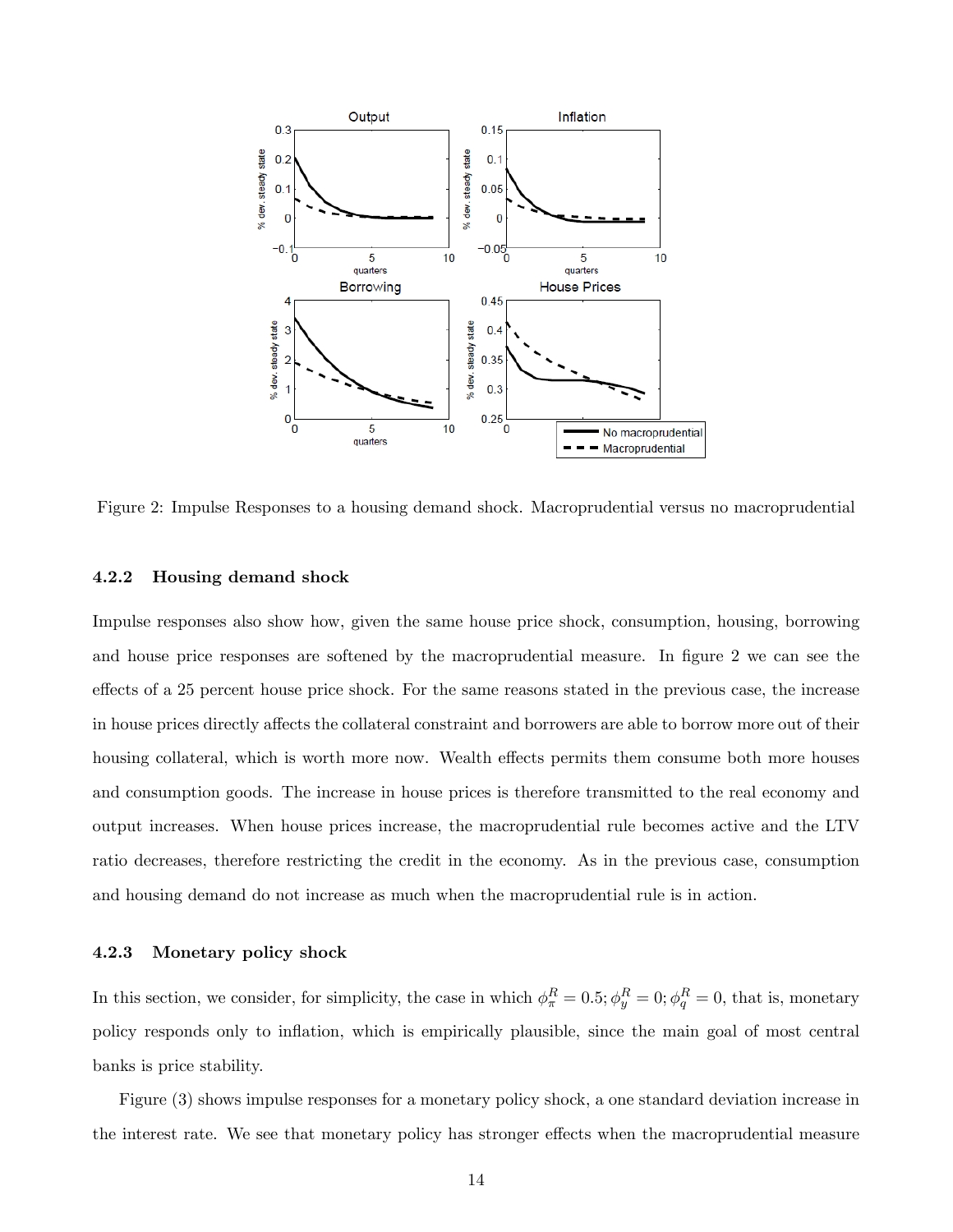Figure 2: Impulse Responses to a housing demand shock. Macroprudential versus no macroprudential

#### 4.2.2 Housing demand shock

Impulse responses also show how, given the same house price shock, consumption, housing, borrowing and house price responses are softened by the macroprudential measure. In figure 2 we can see the effects of a 25 percent house price shock. For the same reasons stated in the previous case, the increase in house prices directly affects the collateral constraint and borrowers are able to borrow more out of their housing collateral, which is worth more now. Wealth effects permits them consume both more houses and consumption goods. The increase in house prices is therefore transmitted to the real economy and output increases. When house prices increase, the macroprudential rule becomes active and the LTV ratio decreases, therefore restricting the credit in the economy. As in the previous case, consumption and housing demand do not increase as much when the macroprudential rule is in action.

#### 4.2.3 Monetary policy shock

In this section, we consider, for simplicity, the case in which $\phi_{\pi}^{R} = 0.5; \phi_{y}^{R} = 0; \phi_{q}^{R} = 0$, that is, monetary policy responds only to inflation, which is empirically plausible, since the main goal of most central banks is price stability.

Figure (3) shows impulse responses for a monetary policy shock, a one standard deviation increase in the interest rate. We see that monetary policy has stronger effects when the macroprudential measure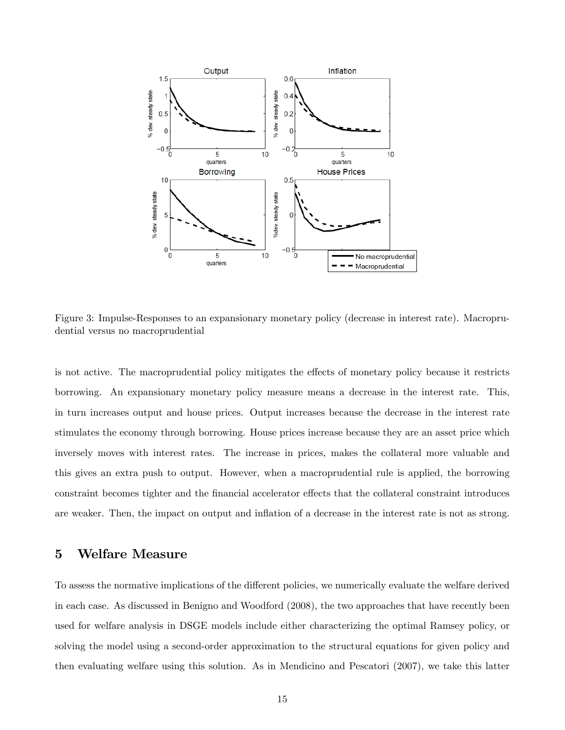Figure 3: Impulse-Responses to an expansionary monetary policy (decrease in interest rate). Macroprudential versus no macroprudential

is not active. The macroprudential policy mitigates the effects of monetary policy because it restricts borrowing. An expansionary monetary policy measure means a decrease in the interest rate. This, in turn increases output and house prices. Output increases because the decrease in the interest rate stimulates the economy through borrowing. House prices increase because they are an asset price which inversely moves with interest rates. The increase in prices, makes the collateral more valuable and this gives an extra push to output. However, when a macroprudential rule is applied, the borrowing constraint becomes tighter and the financial accelerator effects that the collateral constraint introduces are weaker. Then, the impact on output and inflation of a decrease in the interest rate is not as strong.

## 5 Welfare Measure

To assess the normative implications of the different policies, we numerically evaluate the welfare derived in each case. As discussed in Benigno and Woodford (2008), the two approaches that have recently been used for welfare analysis in DSGE models include either characterizing the optimal Ramsey policy, or solving the model using a second-order approximation to the structural equations for given policy and then evaluating welfare using this solution. As in Mendicino and Pescatori (2007), we take this latter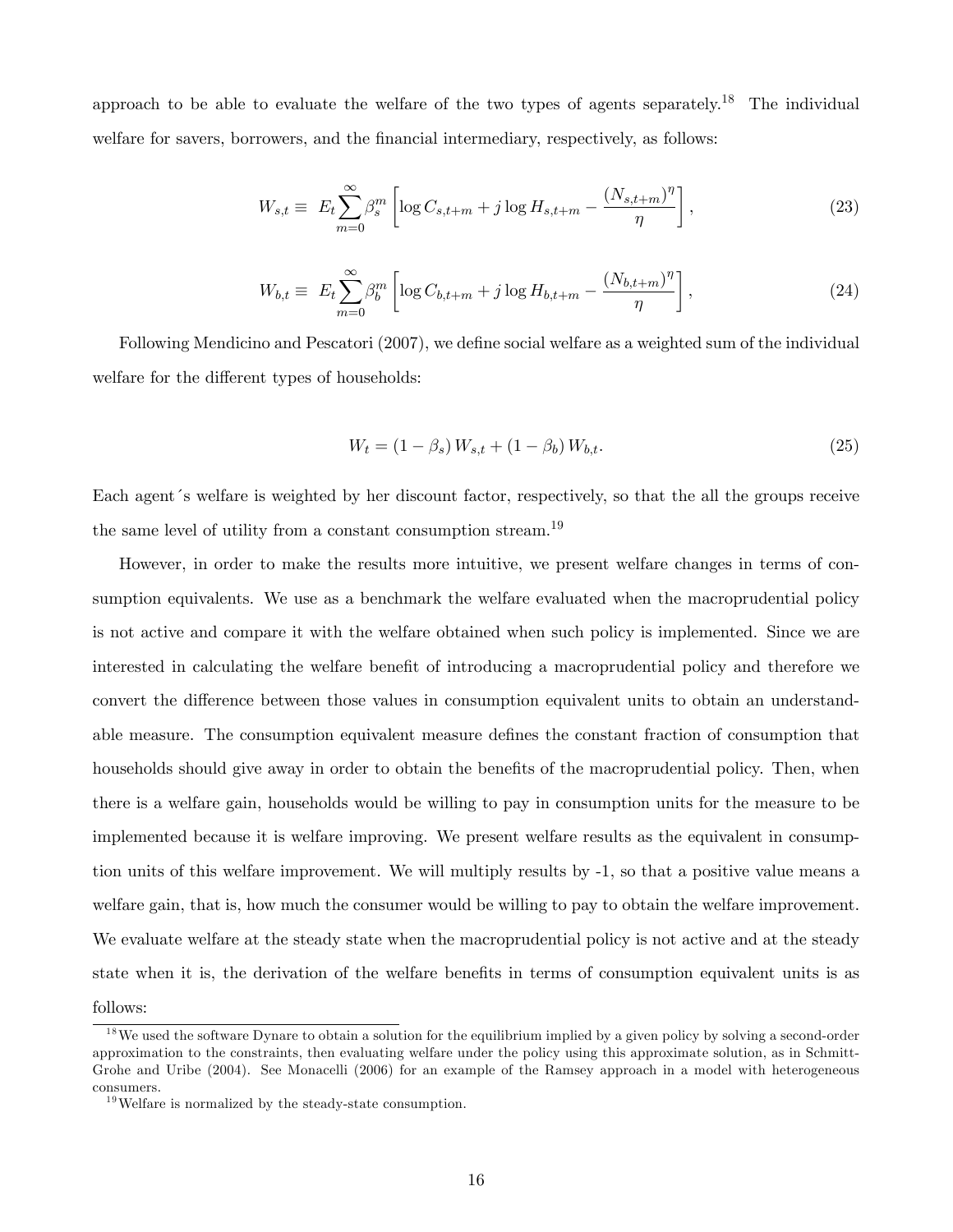approach to be able to evaluate the welfare of the two types of agents separately.[18] The individual welfare for savers, borrowers, and the financial intermediary, respectively, as follows:

$$W_{s,t} \equiv E_t \sum_{m=0}^{\infty} \beta_s^m \left[ \log C_{s,t+m} + j \log H_{s,t+m} - \frac{(N_{s,t+m})^{\eta}}{\eta} \right], \tag{23}$$

$$W_{b,t} \equiv E_t \sum_{m=0}^{\infty} \beta_b^m \left[ \log C_{b,t+m} + j \log H_{b,t+m} - \frac{(N_{b,t+m})^{\eta}}{\eta} \right], \tag{24}$$

Following Mendicino and Pescatori (2007), we define social welfare as a weighted sum of the individual welfare for the different types of households:

$$W_t = (1 - \beta_s) W_{s,t} + (1 - \beta_b) W_{b,t}. \tag{25}$$

Each agent´s welfare is weighted by her discount factor, respectively, so that the all the groups receive the same level of utility from a constant consumption stream.[19]

However, in order to make the results more intuitive, we present welfare changes in terms of consumption equivalents. We use as a benchmark the welfare evaluated when the macroprudential policy is not active and compare it with the welfare obtained when such policy is implemented. Since we are interested in calculating the welfare benefit of introducing a macroprudential policy and therefore we convert the difference between those values in consumption equivalent units to obtain an understandable measure. The consumption equivalent measure defines the constant fraction of consumption that households should give away in order to obtain the benefits of the macroprudential policy. Then, when there is a welfare gain, households would be willing to pay in consumption units for the measure to be implemented because it is welfare improving. We present welfare results as the equivalent in consumption units of this welfare improvement. We will multiply results by -1, so that a positive value means a welfare gain, that is, how much the consumer would be willing to pay to obtain the welfare improvement. We evaluate welfare at the steady state when the macroprudential policy is not active and at the steady state when it is, the derivation of the welfare benefits in terms of consumption equivalent units is as follows:

[18] We used the software Dynare to obtain a solution for the equilibrium implied by a given policy by solving a second-order approximation to the constraints, then evaluating welfare under the policy using this approximate solution, as in Schmitt-Grohe and Uribe (2004). See Monacelli (2006) for an example of the Ramsey approach in a model with heterogeneous consumers.

[19] Welfare is normalized by the steady-state consumption.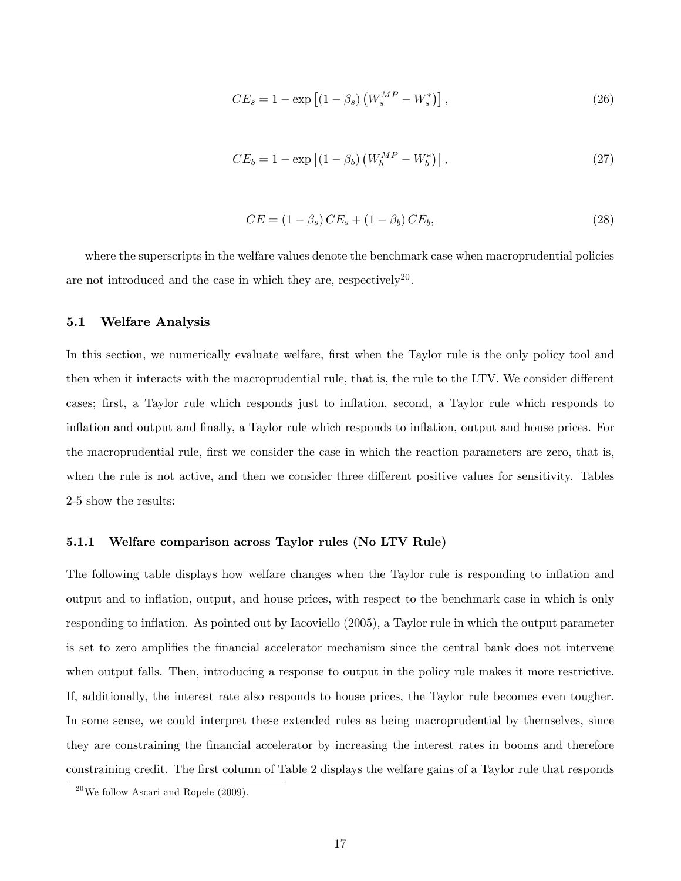$$CE_s = 1 - \exp\left[(1-\beta_s)\left(W_s^{MP} - W_s^*\right)\right], \tag{26}$$

$$CE_b = 1 - \exp\left[(1-\beta_b)\left(W_b^{MP} - W_b^*\right)\right], \tag{27}$$

$$CE = (1-\beta_s)\, CE_s + (1-\beta_b)\, CE_b, \tag{28}$$

where the superscripts in the welfare values denote the benchmark case when macroprudential policies are not introduced and the case in which they are, respectively[20].

### 5.1 Welfare Analysis

In this section, we numerically evaluate welfare, first when the Taylor rule is the only policy tool and then when it interacts with the macroprudential rule, that is, the rule to the LTV. We consider different cases; first, a Taylor rule which responds just to inflation, second, a Taylor rule which responds to inflation and output and finally, a Taylor rule which responds to inflation, output and house prices. For the macroprudential rule, first we consider the case in which the reaction parameters are zero, that is, when the rule is not active, and then we consider three different positive values for sensitivity. Tables 2-5 show the results:

#### 5.1.1 Welfare comparison across Taylor rules (No LTV Rule)

The following table displays how welfare changes when the Taylor rule is responding to inflation and output and to inflation, output, and house prices, with respect to the benchmark case in which is only responding to inflation. As pointed out by Iacoviello (2005), a Taylor rule in which the output parameter is set to zero amplifies the financial accelerator mechanism since the central bank does not intervene when output falls. Then, introducing a response to output in the policy rule makes it more restrictive. If, additionally, the interest rate also responds to house prices, the Taylor rule becomes even tougher. In some sense, we could interpret these extended rules as being macroprudential by themselves, since they are constraining the financial accelerator by increasing the interest rates in booms and therefore constraining credit. The first column of Table 2 displays the welfare gains of a Taylor rule that responds

[20] We follow Ascari and Ropele (2009).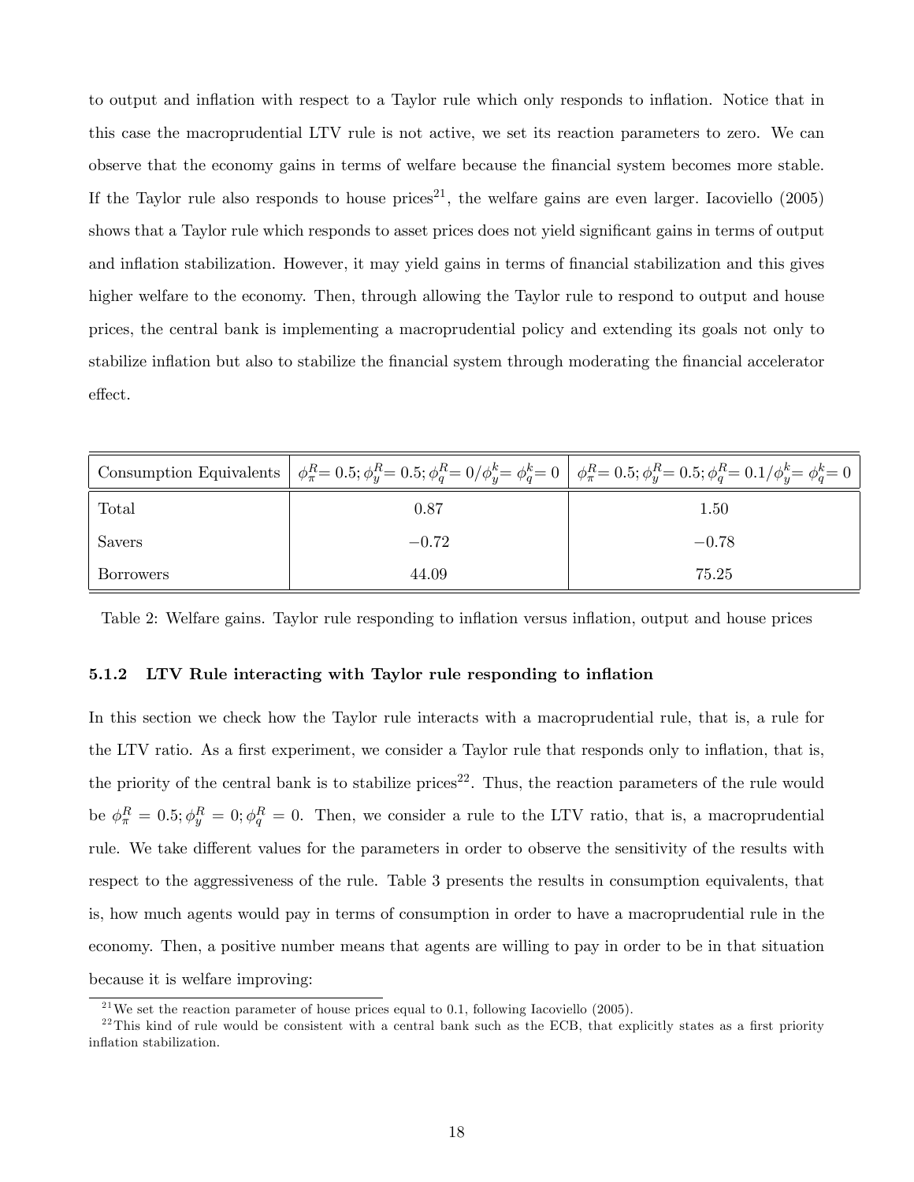to output and inflation with respect to a Taylor rule which only responds to inflation. Notice that in this case the macroprudential LTV rule is not active, we set its reaction parameters to zero. We can observe that the economy gains in terms of welfare because the financial system becomes more stable. If the Taylor rule also responds to house prices[21], the welfare gains are even larger. Iacoviello (2005) shows that a Taylor rule which responds to asset prices does not yield significant gains in terms of output and inflation stabilization. However, it may yield gains in terms of financial stabilization and this gives higher welfare to the economy. Then, through allowing the Taylor rule to respond to output and house prices, the central bank is implementing a macroprudential policy and extending its goals not only to stabilize inflation but also to stabilize the financial system through moderating the financial accelerator effect.

| Consumption Equivalents | $\phi_\pi^R = 0.5; \phi_y^R = 0.5; \phi_q^R = 0 / \phi_y^k = \phi_q^k = 0$ | $\phi_\pi^R = 0.5; \phi_y^R = 0.5; \phi_q^R = 0.1 / \phi_y^k = \phi_q^k = 0$ |
|---|---|---|
| Total | 0.87 | 1.50 |
| Savers | $-0.72$ | $-0.78$ |
| Borrowers | 44.09 | 75.25 |

Table 2: Welfare gains. Taylor rule responding to inflation versus inflation, output and house prices

#### 5.1.2 LTV Rule interacting with Taylor rule responding to inflation

In this section we check how the Taylor rule interacts with a macroprudential rule, that is, a rule for the LTV ratio. As a first experiment, we consider a Taylor rule that responds only to inflation, that is, the priority of the central bank is to stabilize prices[22]. Thus, the reaction parameters of the rule would be $\phi_\pi^R = 0.5; \phi_y^R = 0; \phi_q^R = 0$. Then, we consider a rule to the LTV ratio, that is, a macroprudential rule. We take different values for the parameters in order to observe the sensitivity of the results with respect to the aggressiveness of the rule. Table 3 presents the results in consumption equivalents, that is, how much agents would pay in terms of consumption in order to have a macroprudential rule in the economy. Then, a positive number means that agents are willing to pay in order to be in that situation because it is welfare improving:

[21] We set the reaction parameter of house prices equal to 0.1, following Iacoviello (2005).

[22] This kind of rule would be consistent with a central bank such as the ECB, that explicitly states as a first priority inflation stabilization.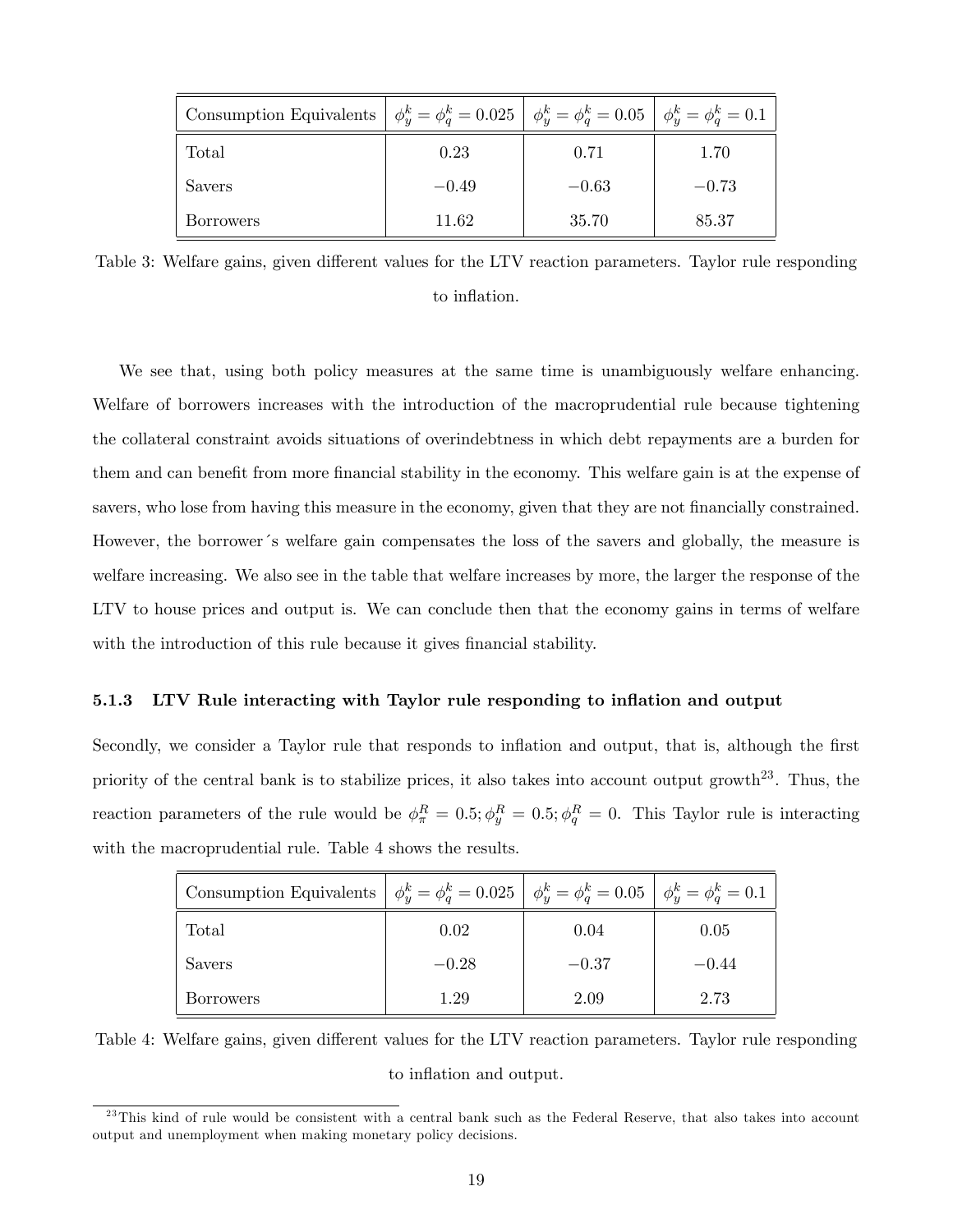| Consumption Equivalents | $\phi_y^k = \phi_q^k = 0.025$ | $\phi_y^k = \phi_q^k = 0.05$ | $\phi_y^k = \phi_q^k = 0.1$ |
|---|---|---|---|
| Total | 0.23 | 0.71 | 1.70 |
| Savers | $-0.49$ | $-0.63$ | $-0.73$ |
| Borrowers | 11.62 | 35.70 | 85.37 |

Table 3: Welfare gains, given different values for the LTV reaction parameters. Taylor rule responding to inflation.

We see that, using both policy measures at the same time is unambiguously welfare enhancing. Welfare of borrowers increases with the introduction of the macroprudential rule because tightening the collateral constraint avoids situations of overindebtness in which debt repayments are a burden for them and can benefit from more financial stability in the economy. This welfare gain is at the expense of savers, who lose from having this measure in the economy, given that they are not financially constrained. However, the borrower´s welfare gain compensates the loss of the savers and globally, the measure is welfare increasing. We also see in the table that welfare increases by more, the larger the response of the LTV to house prices and output is. We can conclude then that the economy gains in terms of welfare with the introduction of this rule because it gives financial stability.

### 5.1.3 LTV Rule interacting with Taylor rule responding to inflation and output

Secondly, we consider a Taylor rule that responds to inflation and output, that is, although the first priority of the central bank is to stabilize prices, it also takes into account output growth[23]. Thus, the reaction parameters of the rule would be $\phi_\pi^R = 0.5; \phi_y^R = 0.5; \phi_q^R = 0$. This Taylor rule is interacting with the macroprudential rule. Table 4 shows the results.

| Consumption Equivalents | $\phi_y^k = \phi_q^k = 0.025$ | $\phi_y^k = \phi_q^k = 0.05$ | $\phi_y^k = \phi_q^k = 0.1$ |
|---|---|---|---|
| Total | 0.02 | 0.04 | 0.05 |
| Savers | $-0.28$ | $-0.37$ | $-0.44$ |
| Borrowers | 1.29 | 2.09 | 2.73 |

Table 4: Welfare gains, given different values for the LTV reaction parameters. Taylor rule responding to inflation and output.

[23] This kind of rule would be consistent with a central bank such as the Federal Reserve, that also takes into account output and unemployment when making monetary policy decisions.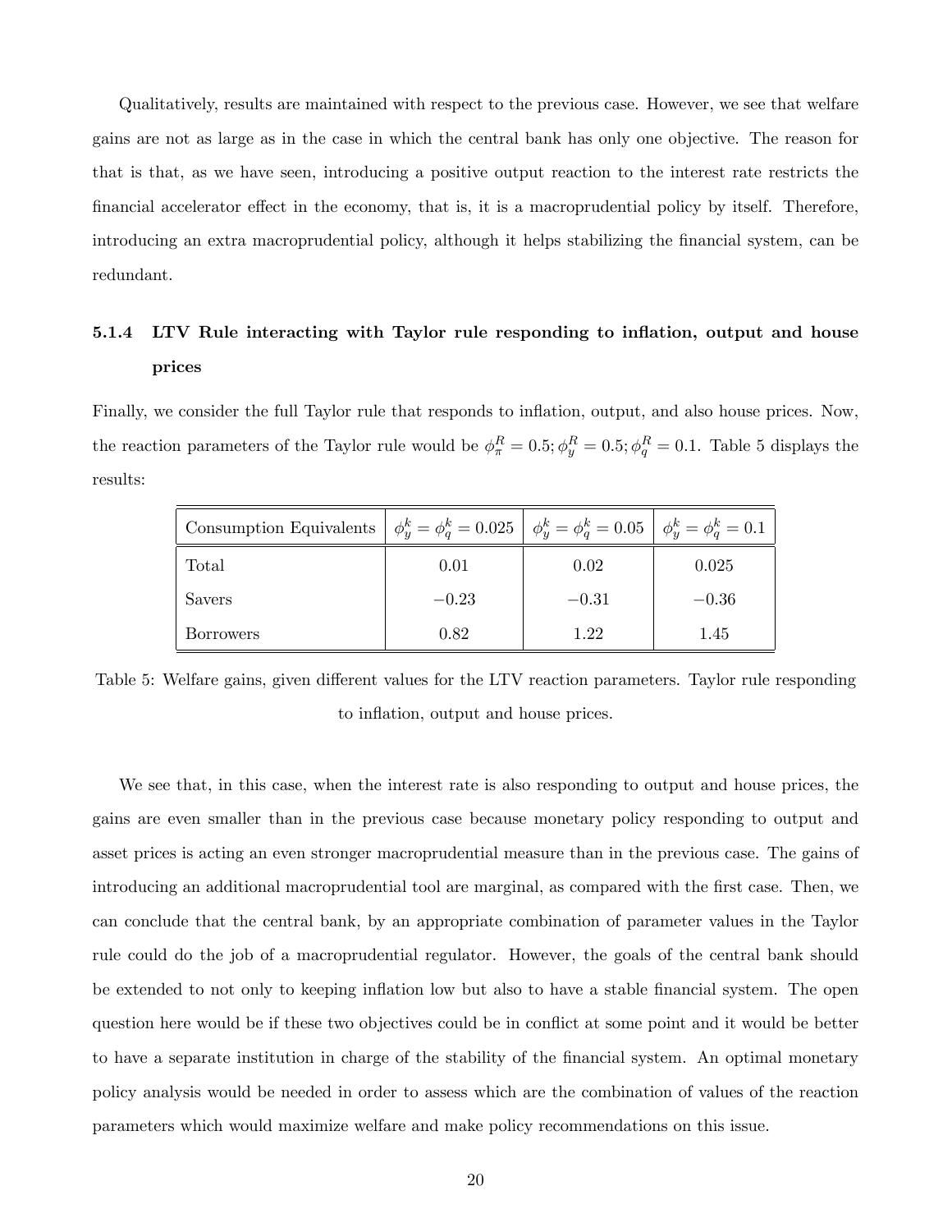Qualitatively, results are maintained with respect to the previous case. However, we see that welfare gains are not as large as in the case in which the central bank has only one objective. The reason for that is that, as we have seen, introducing a positive output reaction to the interest rate restricts the financial accelerator effect in the economy, that is, it is a macroprudential policy by itself. Therefore, introducing an extra macroprudential policy, although it helps stabilizing the financial system, can be redundant.

### 5.1.4 LTV Rule interacting with Taylor rule responding to inflation, output and house prices

Finally, we consider the full Taylor rule that responds to inflation, output, and also house prices. Now, the reaction parameters of the Taylor rule would be $\phi_\pi^R = 0.5; \phi_y^R = 0.5; \phi_q^R = 0.1$. Table 5 displays the results:

| Consumption Equivalents | $\phi_y^k = \phi_q^k = 0.025$ | $\phi_y^k = \phi_q^k = 0.05$ | $\phi_y^k = \phi_q^k = 0.1$ |
|---|---|---|---|
| Total | 0.01 | 0.02 | 0.025 |
| Savers | $-0.23$ | $-0.31$ | $-0.36$ |
| Borrowers | 0.82 | 1.22 | 1.45 |

Table 5: Welfare gains, given different values for the LTV reaction parameters. Taylor rule responding to inflation, output and house prices.

We see that, in this case, when the interest rate is also responding to output and house prices, the gains are even smaller than in the previous case because monetary policy responding to output and asset prices is acting an even stronger macroprudential measure than in the previous case. The gains of introducing an additional macroprudential tool are marginal, as compared with the first case. Then, we can conclude that the central bank, by an appropriate combination of parameter values in the Taylor rule could do the job of a macroprudential regulator. However, the goals of the central bank should be extended to not only to keeping inflation low but also to have a stable financial system. The open question here would be if these two objectives could be in conflict at some point and it would be better to have a separate institution in charge of the stability of the financial system. An optimal monetary policy analysis would be needed in order to assess which are the combination of values of the reaction parameters which would maximize welfare and make policy recommendations on this issue.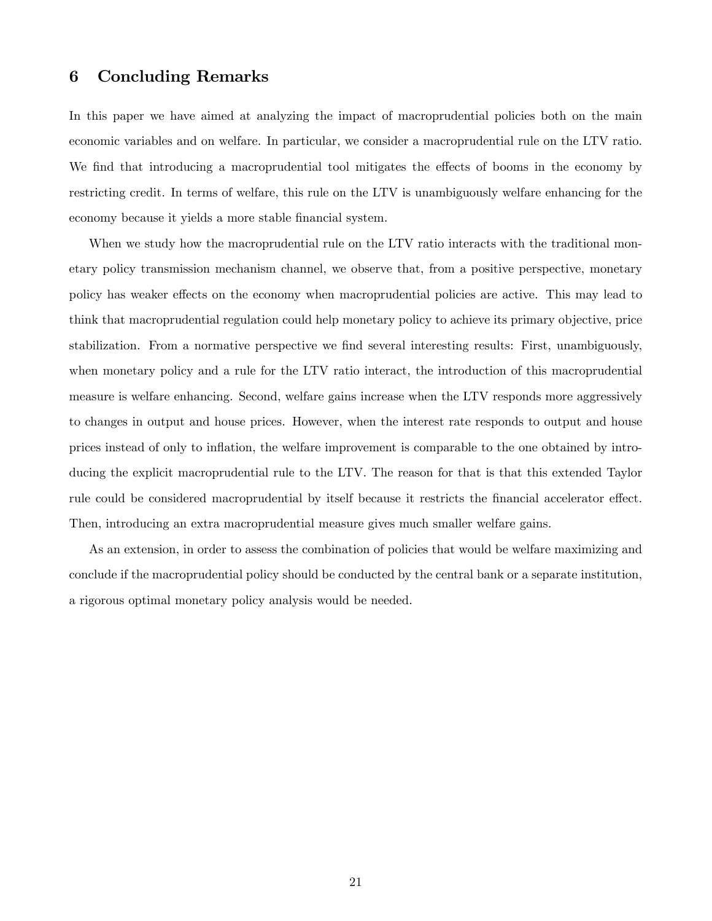## 6 Concluding Remarks

In this paper we have aimed at analyzing the impact of macroprudential policies both on the main economic variables and on welfare. In particular, we consider a macroprudential rule on the LTV ratio. We find that introducing a macroprudential tool mitigates the effects of booms in the economy by restricting credit. In terms of welfare, this rule on the LTV is unambiguously welfare enhancing for the economy because it yields a more stable financial system.

When we study how the macroprudential rule on the LTV ratio interacts with the traditional monetary policy transmission mechanism channel, we observe that, from a positive perspective, monetary policy has weaker effects on the economy when macroprudential policies are active. This may lead to think that macroprudential regulation could help monetary policy to achieve its primary objective, price stabilization. From a normative perspective we find several interesting results: First, unambiguously, when monetary policy and a rule for the LTV ratio interact, the introduction of this macroprudential measure is welfare enhancing. Second, welfare gains increase when the LTV responds more aggressively to changes in output and house prices. However, when the interest rate responds to output and house prices instead of only to inflation, the welfare improvement is comparable to the one obtained by introducing the explicit macroprudential rule to the LTV. The reason for that is that this extended Taylor rule could be considered macroprudential by itself because it restricts the financial accelerator effect. Then, introducing an extra macroprudential measure gives much smaller welfare gains.

As an extension, in order to assess the combination of policies that would be welfare maximizing and conclude if the macroprudential policy should be conducted by the central bank or a separate institution, a rigorous optimal monetary policy analysis would be needed.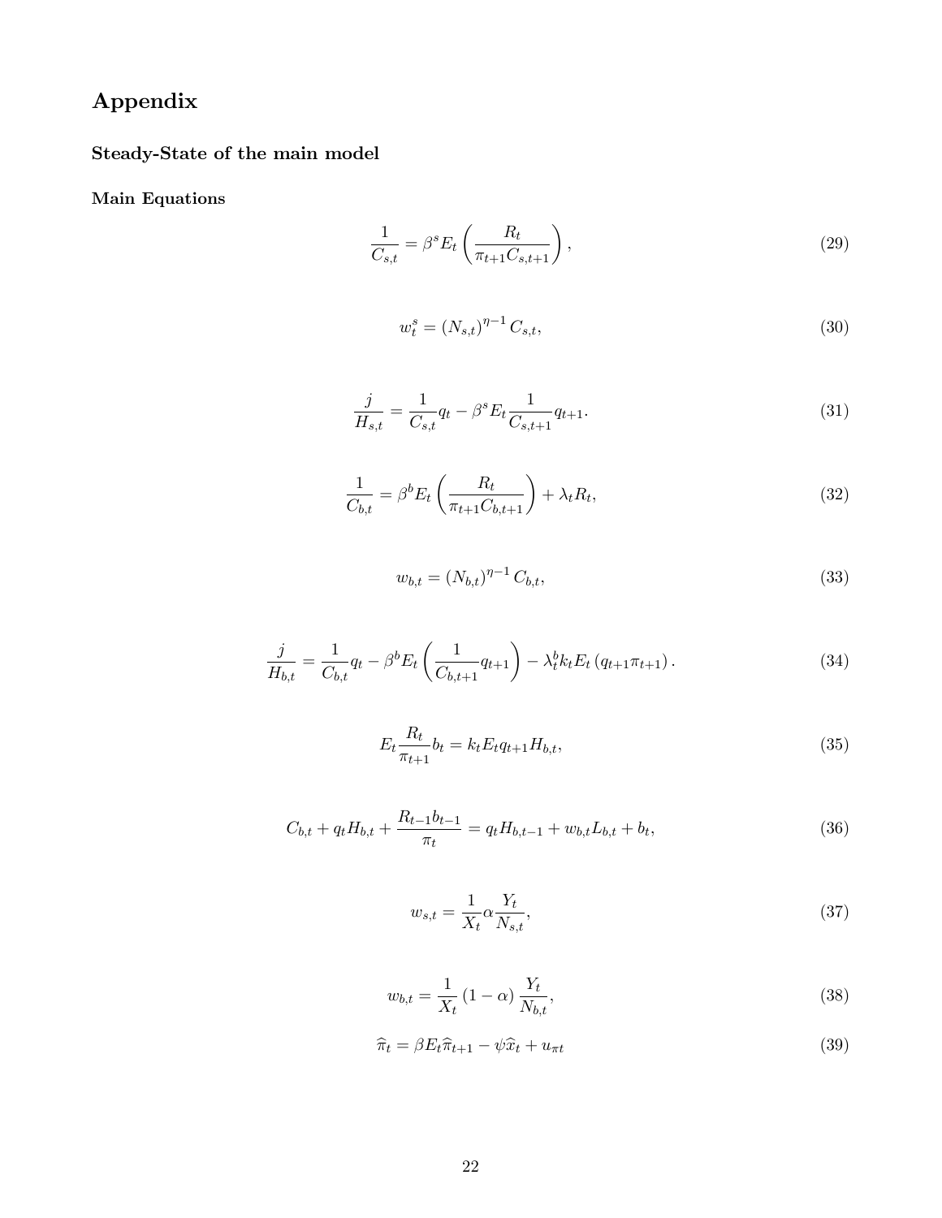# Appendix

## Steady-State of the main model

### Main Equations

$$\frac{1}{C_{s,t}} = \beta^s E_t \left( \frac{R_t}{\pi_{t+1} C_{s,t+1}} \right), \tag{29}$$

$$w_t^s = (N_{s,t})^{\eta - 1} C_{s,t}, \tag{30}$$

$$\frac{j}{H_{s,t}} = \frac{1}{C_{s,t}} q_t - \beta^s E_t \frac{1}{C_{s,t+1}} q_{t+1}. \tag{31}$$

$$\frac{1}{C_{b,t}} = \beta^b E_t \left( \frac{R_t}{\pi_{t+1} C_{b,t+1}} \right) + \lambda_t R_t, \tag{32}$$

$$w_{b,t} = (N_{b,t})^{\eta - 1} C_{b,t}, \tag{33}$$

$$\frac{j}{H_{b,t}} = \frac{1}{C_{b,t}} q_t - \beta^b E_t \left( \frac{1}{C_{b,t+1}} q_{t+1} \right) - \lambda_t^b k_t E_t \left( q_{t+1} \pi_{t+1} \right). \tag{34}$$

$$E_t \frac{R_t}{\pi_{t+1}} b_t = k_t E_t q_{t+1} H_{b,t}, \tag{35}$$

$$C_{b,t} + q_t H_{b,t} + \frac{R_{t-1} b_{t-1}}{\pi_t} = q_t H_{b,t-1} + w_{b,t} L_{b,t} + b_t, \tag{36}$$

$$w_{s,t} = \frac{1}{X_t} \alpha \frac{Y_t}{N_{s,t}}, \tag{37}$$

$$w_{b,t} = \frac{1}{X_t} (1 - \alpha) \frac{Y_t}{N_{b,t}}, \tag{38}$$

$$\widehat{\pi}_t = \beta E_t \widehat{\pi}_{t+1} - \psi \widehat{x}_t + u_{\pi t} \tag{39}$$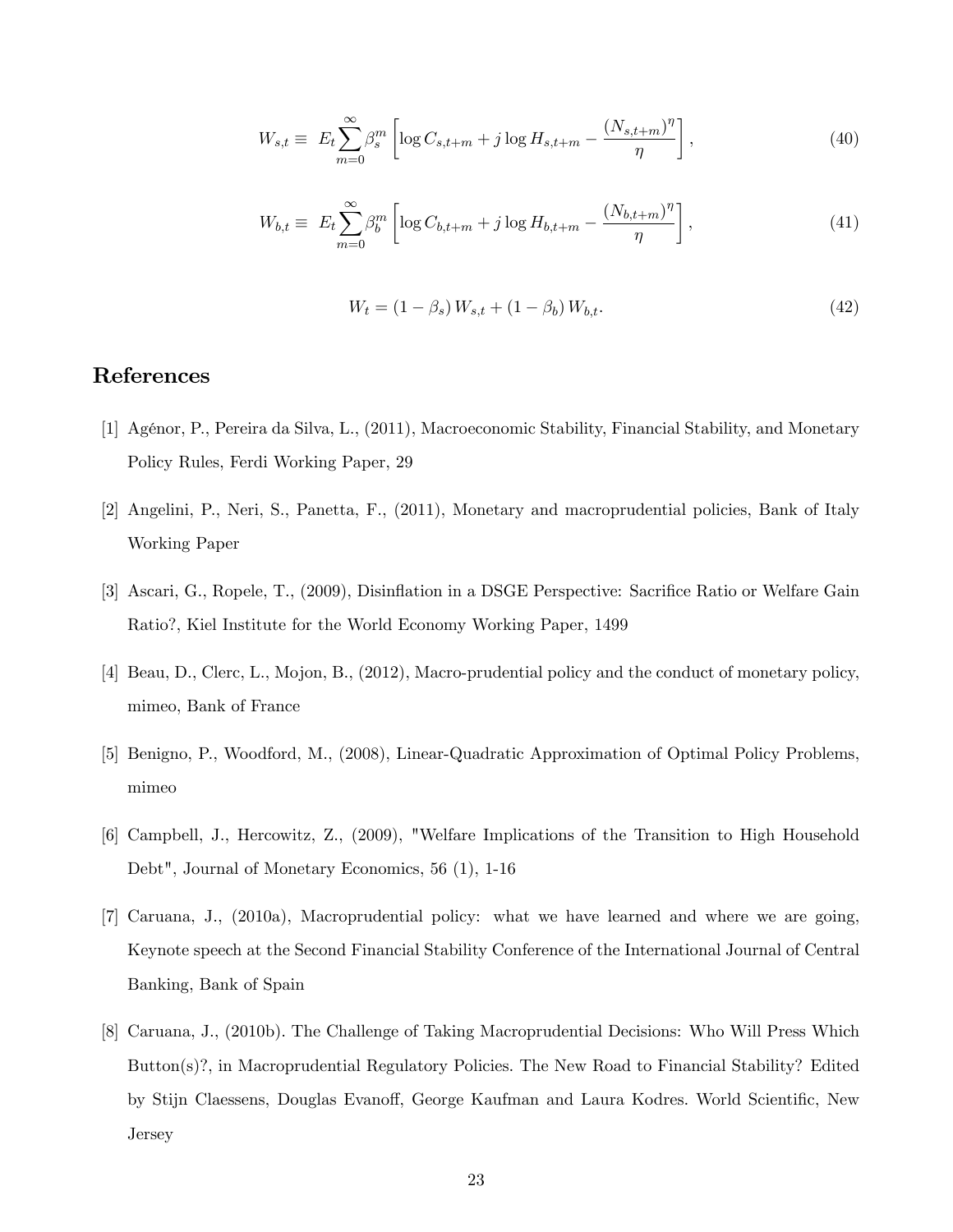$$W_{s,t} \equiv E_t \sum_{m=0}^{\infty} \beta_s^m \left[ \log C_{s,t+m} + j \log H_{s,t+m} - \frac{(N_{s,t+m})^{\eta}}{\eta} \right], \tag{40}$$

$$W_{b,t} \equiv E_t \sum_{m=0}^{\infty} \beta_b^m \left[ \log C_{b,t+m} + j \log H_{b,t+m} - \frac{(N_{b,t+m})^{\eta}}{\eta} \right], \tag{41}$$

$$W_t = (1 - \beta_s) W_{s,t} + (1 - \beta_b) W_{b,t}. \tag{42}$$

# References

[1] Agénor, P., Pereira da Silva, L., (2011), Macroeconomic Stability, Financial Stability, and Monetary Policy Rules, Ferdi Working Paper, 29

[2] Angelini, P., Neri, S., Panetta, F., (2011), Monetary and macroprudential policies, Bank of Italy Working Paper

[3] Ascari, G., Ropele, T., (2009), Disinflation in a DSGE Perspective: Sacrifice Ratio or Welfare Gain Ratio?, Kiel Institute for the World Economy Working Paper, 1499

[4] Beau, D., Clerc, L., Mojon, B., (2012), Macro-prudential policy and the conduct of monetary policy, mimeo, Bank of France

[5] Benigno, P., Woodford, M., (2008), Linear-Quadratic Approximation of Optimal Policy Problems, mimeo

[6] Campbell, J., Hercowitz, Z., (2009), "Welfare Implications of the Transition to High Household Debt", Journal of Monetary Economics, 56 (1), 1-16

[7] Caruana, J., (2010a), Macroprudential policy: what we have learned and where we are going, Keynote speech at the Second Financial Stability Conference of the International Journal of Central Banking, Bank of Spain

[8] Caruana, J., (2010b). The Challenge of Taking Macroprudential Decisions: Who Will Press Which Button(s)?, in Macroprudential Regulatory Policies. The New Road to Financial Stability? Edited by Stijn Claessens, Douglas Evanoff, George Kaufman and Laura Kodres. World Scientific, New Jersey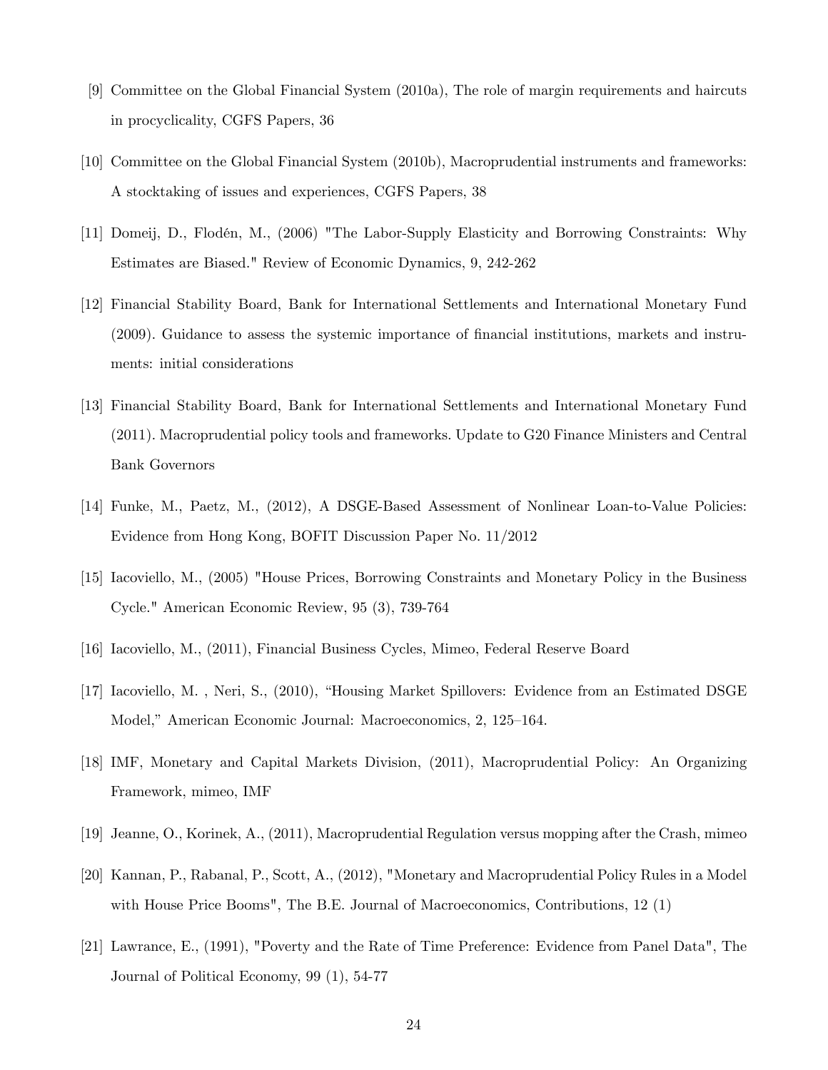[9] Committee on the Global Financial System (2010a), The role of margin requirements and haircuts in procyclicality, CGFS Papers, 36

[10] Committee on the Global Financial System (2010b), Macroprudential instruments and frameworks: A stocktaking of issues and experiences, CGFS Papers, 38

[11] Domeij, D., Flodén, M., (2006) "The Labor-Supply Elasticity and Borrowing Constraints: Why Estimates are Biased." Review of Economic Dynamics, 9, 242-262

[12] Financial Stability Board, Bank for International Settlements and International Monetary Fund (2009). Guidance to assess the systemic importance of financial institutions, markets and instruments: initial considerations

[13] Financial Stability Board, Bank for International Settlements and International Monetary Fund (2011). Macroprudential policy tools and frameworks. Update to G20 Finance Ministers and Central Bank Governors

[14] Funke, M., Paetz, M., (2012), A DSGE-Based Assessment of Nonlinear Loan-to-Value Policies: Evidence from Hong Kong, BOFIT Discussion Paper No. 11/2012

[15] Iacoviello, M., (2005) "House Prices, Borrowing Constraints and Monetary Policy in the Business Cycle." American Economic Review, 95 (3), 739-764

[16] Iacoviello, M., (2011), Financial Business Cycles, Mimeo, Federal Reserve Board

[17] Iacoviello, M. , Neri, S., (2010), "Housing Market Spillovers: Evidence from an Estimated DSGE Model," American Economic Journal: Macroeconomics, 2, 125–164.

[18] IMF, Monetary and Capital Markets Division, (2011), Macroprudential Policy: An Organizing Framework, mimeo, IMF

[19] Jeanne, O., Korinek, A., (2011), Macroprudential Regulation versus mopping after the Crash, mimeo

[20] Kannan, P., Rabanal, P., Scott, A., (2012), "Monetary and Macroprudential Policy Rules in a Model with House Price Booms", The B.E. Journal of Macroeconomics, Contributions, 12 (1)

[21] Lawrance, E., (1991), "Poverty and the Rate of Time Preference: Evidence from Panel Data", The Journal of Political Economy, 99 (1), 54-77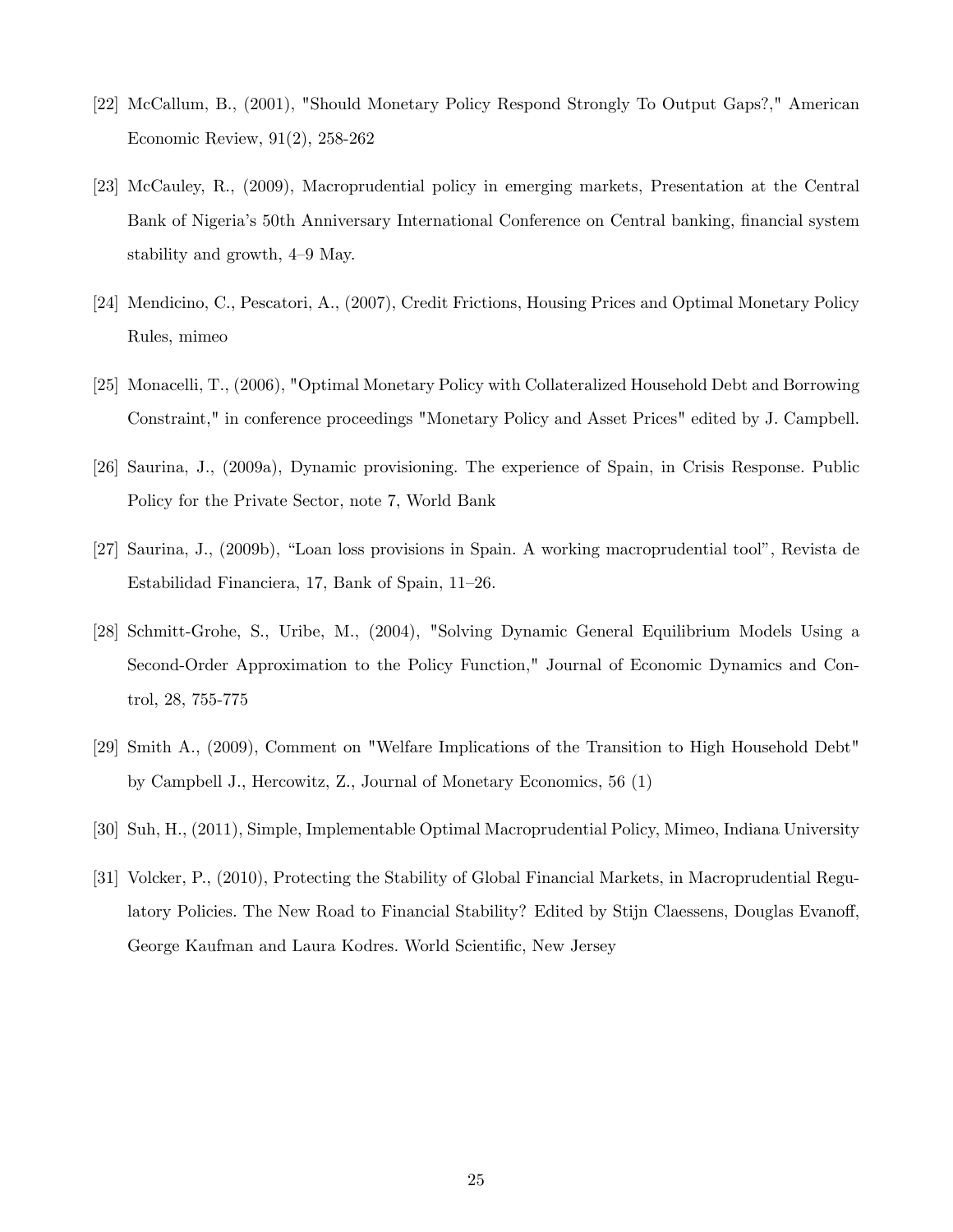[22] McCallum, B., (2001), "Should Monetary Policy Respond Strongly To Output Gaps?," American Economic Review, 91(2), 258-262

[23] McCauley, R., (2009), Macroprudential policy in emerging markets, Presentation at the Central Bank of Nigeria's 50th Anniversary International Conference on Central banking, financial system stability and growth, 4–9 May.

[24] Mendicino, C., Pescatori, A., (2007), Credit Frictions, Housing Prices and Optimal Monetary Policy Rules, mimeo

[25] Monacelli, T., (2006), "Optimal Monetary Policy with Collateralized Household Debt and Borrowing Constraint," in conference proceedings "Monetary Policy and Asset Prices" edited by J. Campbell.

[26] Saurina, J., (2009a), Dynamic provisioning. The experience of Spain, in Crisis Response. Public Policy for the Private Sector, note 7, World Bank

[27] Saurina, J., (2009b), "Loan loss provisions in Spain. A working macroprudential tool", Revista de Estabilidad Financiera, 17, Bank of Spain, 11–26.

[28] Schmitt-Grohe, S., Uribe, M., (2004), "Solving Dynamic General Equilibrium Models Using a Second-Order Approximation to the Policy Function," Journal of Economic Dynamics and Control, 28, 755-775

[29] Smith A., (2009), Comment on "Welfare Implications of the Transition to High Household Debt" by Campbell J., Hercowitz, Z., Journal of Monetary Economics, 56 (1)

[30] Suh, H., (2011), Simple, Implementable Optimal Macroprudential Policy, Mimeo, Indiana University

[31] Volcker, P., (2010), Protecting the Stability of Global Financial Markets, in Macroprudential Regulatory Policies. The New Road to Financial Stability? Edited by Stijn Claessens, Douglas Evanoff, George Kaufman and Laura Kodres. World Scientific, New Jersey